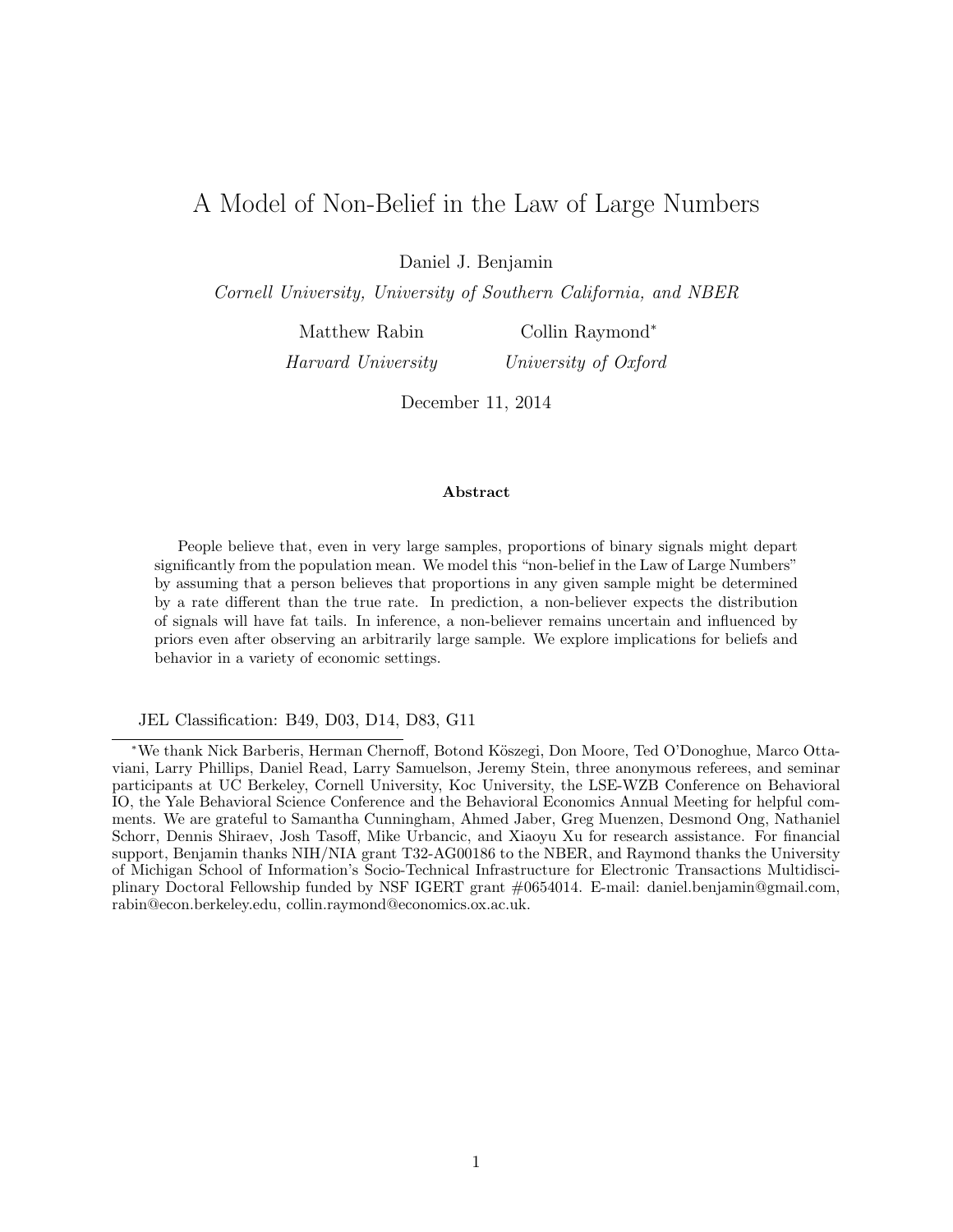# A Model of Non-Belief in the Law of Large Numbers

Daniel J. Benjamin

*Cornell University, University of Southern California, and NBER*

Matthew Rabin — *Harvard University*

Collin Raymond* — *University of Oxford*

December 11, 2014

### Abstract

People believe that, even in very large samples, proportions of binary signals might depart significantly from the population mean. We model this "non-belief in the Law of Large Numbers" by assuming that a person believes that proportions in any given sample might be determined by a rate different than the true rate. In prediction, a non-believer expects the distribution of signals will have fat tails. In inference, a non-believer remains uncertain and influenced by priors even after observing an arbitrarily large sample. We explore implications for beliefs and behavior in a variety of economic settings.

JEL Classification: B49, D03, D14, D83, G11

---

*We thank Nick Barberis, Herman Chernoff, Botond Köszegi, Don Moore, Ted O'Donoghue, Marco Ottaviani, Larry Phillips, Daniel Read, Larry Samuelson, Jeremy Stein, three anonymous referees, and seminar participants at UC Berkeley, Cornell University, Koc University, the LSE-WZB Conference on Behavioral IO, the Yale Behavioral Science Conference and the Behavioral Economics Annual Meeting for helpful comments. We are grateful to Samantha Cunningham, Ahmed Jaber, Greg Muenzen, Desmond Ong, Nathaniel Schorr, Dennis Shiraev, Josh Tasoff, Mike Urbancic, and Xiaoyu Xu for research assistance. For financial support, Benjamin thanks NIH/NIA grant T32-AG00186 to the NBER, and Raymond thanks the University of Michigan School of Information's Socio-Technical Infrastructure for Electronic Transactions Multidisciplinary Doctoral Fellowship funded by NSF IGERT grant #0654014. E-mail: daniel.benjamin@gmail.com, rabin@econ.berkeley.edu, collin.raymond@economics.ox.ac.uk.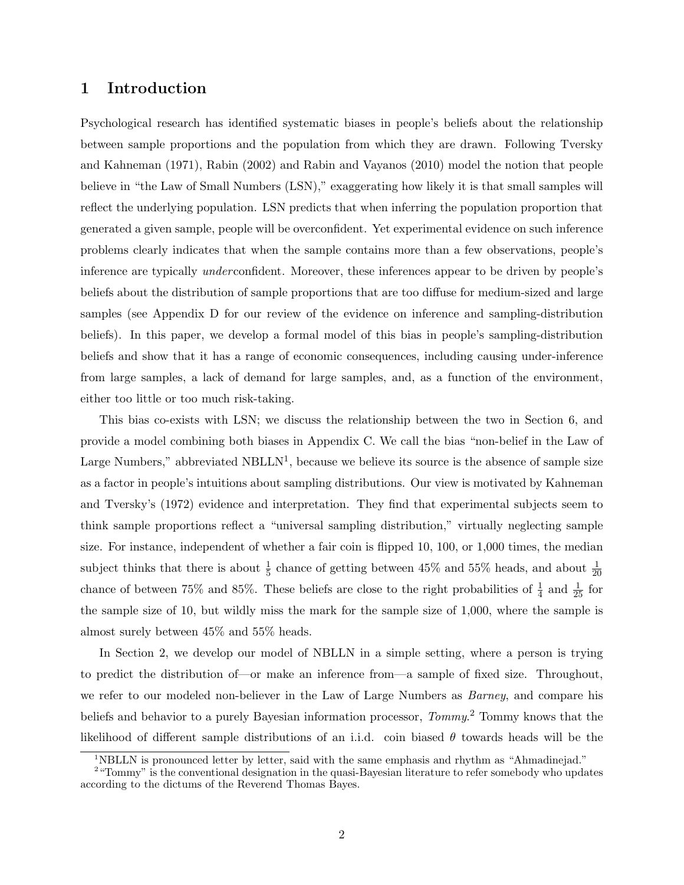## 1 Introduction

Psychological research has identified systematic biases in people's beliefs about the relationship between sample proportions and the population from which they are drawn. Following Tversky and Kahneman (1971), Rabin (2002) and Rabin and Vayanos (2010) model the notion that people believe in "the Law of Small Numbers (LSN)," exaggerating how likely it is that small samples will reflect the underlying population. LSN predicts that when inferring the population proportion that generated a given sample, people will be overconfident. Yet experimental evidence on such inference problems clearly indicates that when the sample contains more than a few observations, people's inference are typically *under*confident. Moreover, these inferences appear to be driven by people's beliefs about the distribution of sample proportions that are too diffuse for medium-sized and large samples (see Appendix D for our review of the evidence on inference and sampling-distribution beliefs). In this paper, we develop a formal model of this bias in people's sampling-distribution beliefs and show that it has a range of economic consequences, including causing under-inference from large samples, a lack of demand for large samples, and, as a function of the environment, either too little or too much risk-taking.

This bias co-exists with LSN; we discuss the relationship between the two in Section 6, and provide a model combining both biases in Appendix C. We call the bias "non-belief in the Law of Large Numbers," abbreviated NBLLN[1], because we believe its source is the absence of sample size as a factor in people's intuitions about sampling distributions. Our view is motivated by Kahneman and Tversky's (1972) evidence and interpretation. They find that experimental subjects seem to think sample proportions reflect a "universal sampling distribution," virtually neglecting sample size. For instance, independent of whether a fair coin is flipped 10, 100, or 1,000 times, the median subject thinks that there is about $\frac{1}{5}$ chance of getting between 45% and 55% heads, and about $\frac{1}{20}$ chance of between 75% and 85%. These beliefs are close to the right probabilities of $\frac{1}{4}$ and $\frac{1}{25}$ for the sample size of 10, but wildly miss the mark for the sample size of 1,000, where the sample is almost surely between 45% and 55% heads.

In Section 2, we develop our model of NBLLN in a simple setting, where a person is trying to predict the distribution of—or make an inference from—a sample of fixed size. Throughout, we refer to our modeled non-believer in the Law of Large Numbers as *Barney*, and compare his beliefs and behavior to a purely Bayesian information processor, *Tommy*.[2] Tommy knows that the likelihood of different sample distributions of an i.i.d. coin biased $\theta$ towards heads will be the

[1] NBLLN is pronounced letter by letter, said with the same emphasis and rhythm as "Ahmadinejad."

[2] "Tommy" is the conventional designation in the quasi-Bayesian literature to refer somebody who updates according to the dictums of the Reverend Thomas Bayes.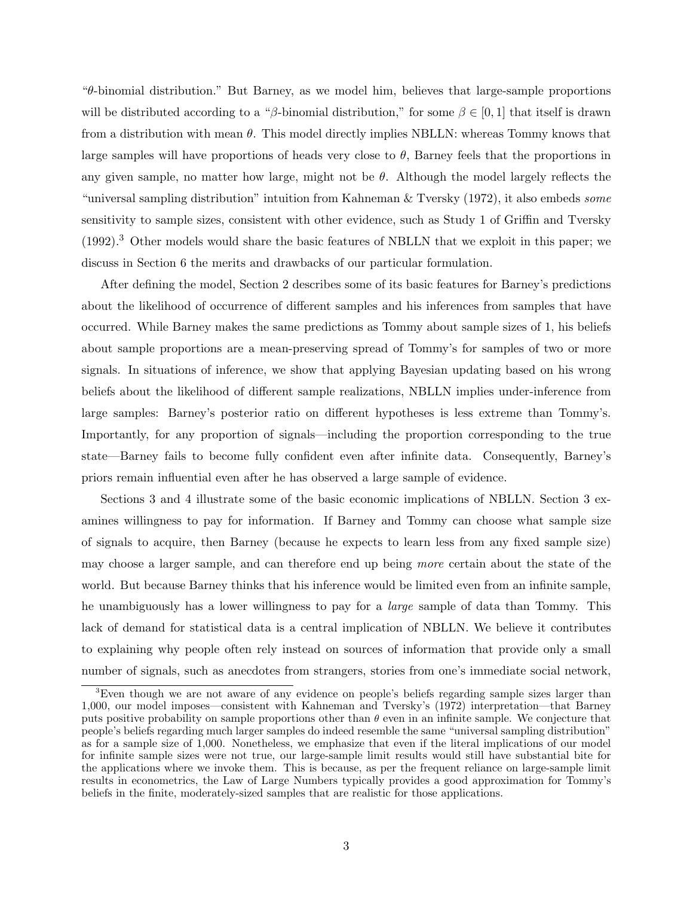"$\theta$-binomial distribution." But Barney, as we model him, believes that large-sample proportions will be distributed according to a "$\beta$-binomial distribution," for some $\beta \in [0, 1]$ that itself is drawn from a distribution with mean $\theta$. This model directly implies NBLLN: whereas Tommy knows that large samples will have proportions of heads very close to $\theta$, Barney feels that the proportions in any given sample, no matter how large, might not be $\theta$. Although the model largely reflects the "universal sampling distribution" intuition from Kahneman & Tversky (1972), it also embeds *some* sensitivity to sample sizes, consistent with other evidence, such as Study 1 of Griffin and Tversky (1992).[3] Other models would share the basic features of NBLLN that we exploit in this paper; we discuss in Section 6 the merits and drawbacks of our particular formulation.

After defining the model, Section 2 describes some of its basic features for Barney's predictions about the likelihood of occurrence of different samples and his inferences from samples that have occurred. While Barney makes the same predictions as Tommy about sample sizes of 1, his beliefs about sample proportions are a mean-preserving spread of Tommy's for samples of two or more signals. In situations of inference, we show that applying Bayesian updating based on his wrong beliefs about the likelihood of different sample realizations, NBLLN implies under-inference from large samples: Barney's posterior ratio on different hypotheses is less extreme than Tommy's. Importantly, for any proportion of signals—including the proportion corresponding to the true state—Barney fails to become fully confident even after infinite data. Consequently, Barney's priors remain influential even after he has observed a large sample of evidence.

Sections 3 and 4 illustrate some of the basic economic implications of NBLLN. Section 3 examines willingness to pay for information. If Barney and Tommy can choose what sample size of signals to acquire, then Barney (because he expects to learn less from any fixed sample size) may choose a larger sample, and can therefore end up being *more* certain about the state of the world. But because Barney thinks that his inference would be limited even from an infinite sample, he unambiguously has a lower willingness to pay for a *large* sample of data than Tommy. This lack of demand for statistical data is a central implication of NBLLN. We believe it contributes to explaining why people often rely instead on sources of information that provide only a small number of signals, such as anecdotes from strangers, stories from one's immediate social network,

[3] Even though we are not aware of any evidence on people's beliefs regarding sample sizes larger than 1,000, our model imposes—consistent with Kahneman and Tversky's (1972) interpretation—that Barney puts positive probability on sample proportions other than $\theta$ even in an infinite sample. We conjecture that people's beliefs regarding much larger samples do indeed resemble the same "universal sampling distribution" as for a sample size of 1,000. Nonetheless, we emphasize that even if the literal implications of our model for infinite sample sizes were not true, our large-sample limit results would still have substantial bite for the applications where we invoke them. This is because, as per the frequent reliance on large-sample limit results in econometrics, the Law of Large Numbers typically provides a good approximation for Tommy's beliefs in the finite, moderately-sized samples that are realistic for those applications.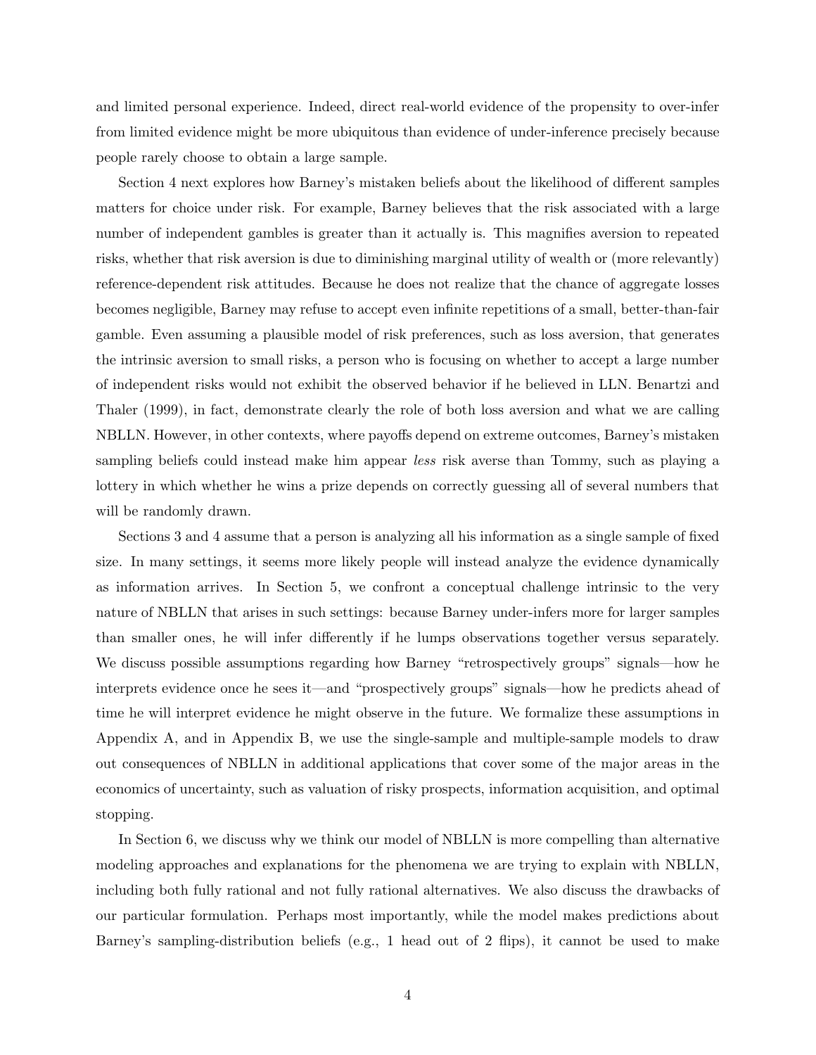and limited personal experience. Indeed, direct real-world evidence of the propensity to over-infer from limited evidence might be more ubiquitous than evidence of under-inference precisely because people rarely choose to obtain a large sample.

Section 4 next explores how Barney's mistaken beliefs about the likelihood of different samples matters for choice under risk. For example, Barney believes that the risk associated with a large number of independent gambles is greater than it actually is. This magnifies aversion to repeated risks, whether that risk aversion is due to diminishing marginal utility of wealth or (more relevantly) reference-dependent risk attitudes. Because he does not realize that the chance of aggregate losses becomes negligible, Barney may refuse to accept even infinite repetitions of a small, better-than-fair gamble. Even assuming a plausible model of risk preferences, such as loss aversion, that generates the intrinsic aversion to small risks, a person who is focusing on whether to accept a large number of independent risks would not exhibit the observed behavior if he believed in LLN. Benartzi and Thaler (1999), in fact, demonstrate clearly the role of both loss aversion and what we are calling NBLLN. However, in other contexts, where payoffs depend on extreme outcomes, Barney's mistaken sampling beliefs could instead make him appear *less* risk averse than Tommy, such as playing a lottery in which whether he wins a prize depends on correctly guessing all of several numbers that will be randomly drawn.

Sections 3 and 4 assume that a person is analyzing all his information as a single sample of fixed size. In many settings, it seems more likely people will instead analyze the evidence dynamically as information arrives. In Section 5, we confront a conceptual challenge intrinsic to the very nature of NBLLN that arises in such settings: because Barney under-infers more for larger samples than smaller ones, he will infer differently if he lumps observations together versus separately. We discuss possible assumptions regarding how Barney "retrospectively groups" signals—how he interprets evidence once he sees it—and "prospectively groups" signals—how he predicts ahead of time he will interpret evidence he might observe in the future. We formalize these assumptions in Appendix A, and in Appendix B, we use the single-sample and multiple-sample models to draw out consequences of NBLLN in additional applications that cover some of the major areas in the economics of uncertainty, such as valuation of risky prospects, information acquisition, and optimal stopping.

In Section 6, we discuss why we think our model of NBLLN is more compelling than alternative modeling approaches and explanations for the phenomena we are trying to explain with NBLLN, including both fully rational and not fully rational alternatives. We also discuss the drawbacks of our particular formulation. Perhaps most importantly, while the model makes predictions about Barney's sampling-distribution beliefs (e.g., 1 head out of 2 flips), it cannot be used to make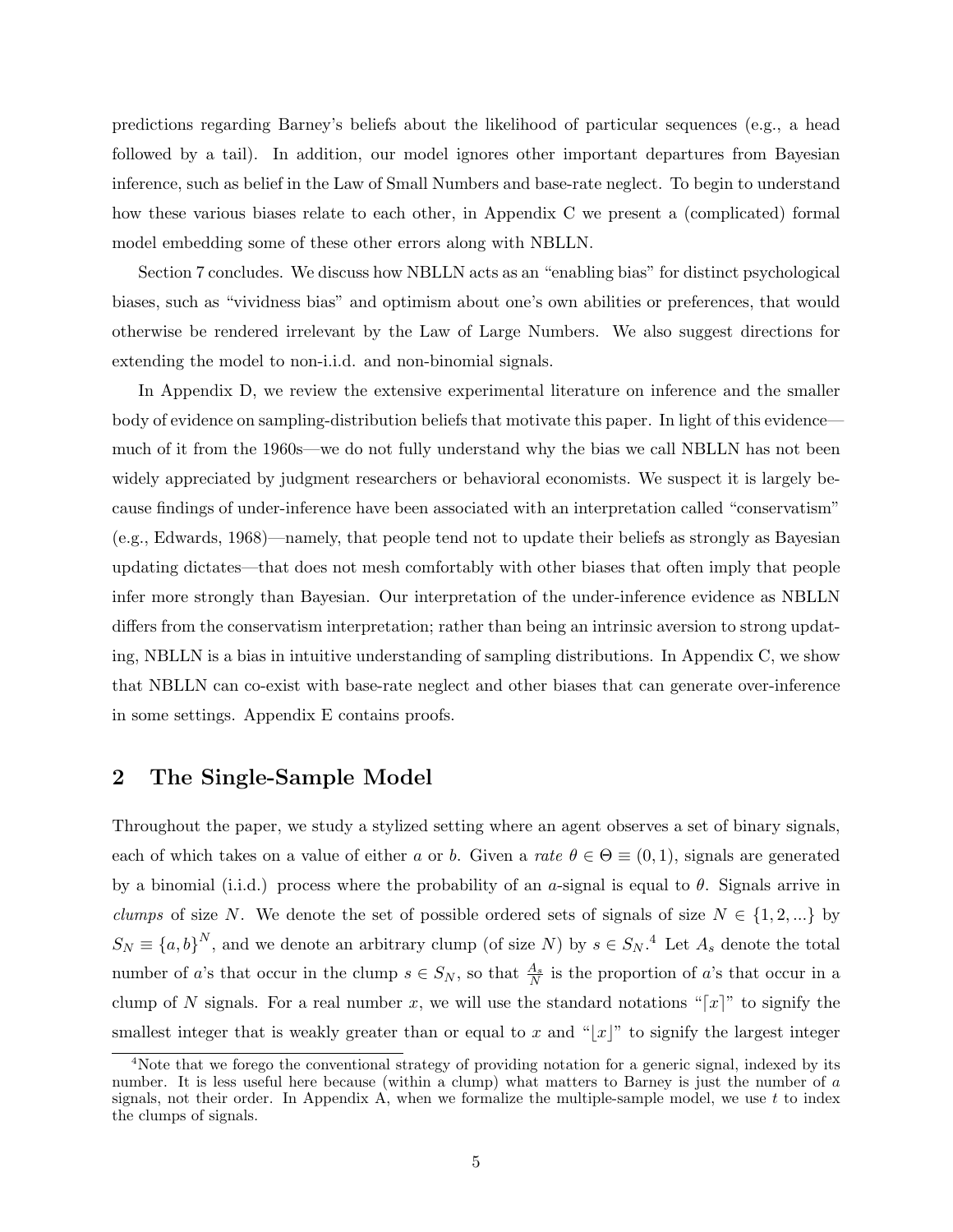predictions regarding Barney's beliefs about the likelihood of particular sequences (e.g., a head followed by a tail). In addition, our model ignores other important departures from Bayesian inference, such as belief in the Law of Small Numbers and base-rate neglect. To begin to understand how these various biases relate to each other, in Appendix C we present a (complicated) formal model embedding some of these other errors along with NBLLN.

Section 7 concludes. We discuss how NBLLN acts as an "enabling bias" for distinct psychological biases, such as "vividness bias" and optimism about one's own abilities or preferences, that would otherwise be rendered irrelevant by the Law of Large Numbers. We also suggest directions for extending the model to non-i.i.d. and non-binomial signals.

In Appendix D, we review the extensive experimental literature on inference and the smaller body of evidence on sampling-distribution beliefs that motivate this paper. In light of this evidence—much of it from the 1960s—we do not fully understand why the bias we call NBLLN has not been widely appreciated by judgment researchers or behavioral economists. We suspect it is largely because findings of under-inference have been associated with an interpretation called "conservatism" (e.g., Edwards, 1968)—namely, that people tend not to update their beliefs as strongly as Bayesian updating dictates—that does not mesh comfortably with other biases that often imply that people infer more strongly than Bayesian. Our interpretation of the under-inference evidence as NBLLN differs from the conservatism interpretation; rather than being an intrinsic aversion to strong updating, NBLLN is a bias in intuitive understanding of sampling distributions. In Appendix C, we show that NBLLN can co-exist with base-rate neglect and other biases that can generate over-inference in some settings. Appendix E contains proofs.

## 2 The Single-Sample Model

Throughout the paper, we study a stylized setting where an agent observes a set of binary signals, each of which takes on a value of either $a$ or $b$. Given a *rate* $\theta \in \Theta \equiv (0, 1)$, signals are generated by a binomial (i.i.d.) process where the probability of an $a$-signal is equal to $\theta$. Signals arrive in *clumps* of size $N$. We denote the set of possible ordered sets of signals of size $N \in \{1, 2, ...\}$ by $S_N \equiv \{a, b\}^N$, and we denote an arbitrary clump (of size $N$) by $s \in S_N$.[4] Let $A_s$ denote the total number of $a$'s that occur in the clump $s \in S_N$, so that $\frac{A_s}{N}$ is the proportion of $a$'s that occur in a clump of $N$ signals. For a real number $x$, we will use the standard notations "$\lceil x \rceil$" to signify the smallest integer that is weakly greater than or equal to $x$ and "$\lfloor x \rfloor$" to signify the largest integer

[4] Note that we forego the conventional strategy of providing notation for a generic signal, indexed by its number. It is less useful here because (within a clump) what matters to Barney is just the number of $a$ signals, not their order. In Appendix A, when we formalize the multiple-sample model, we use $t$ to index the clumps of signals.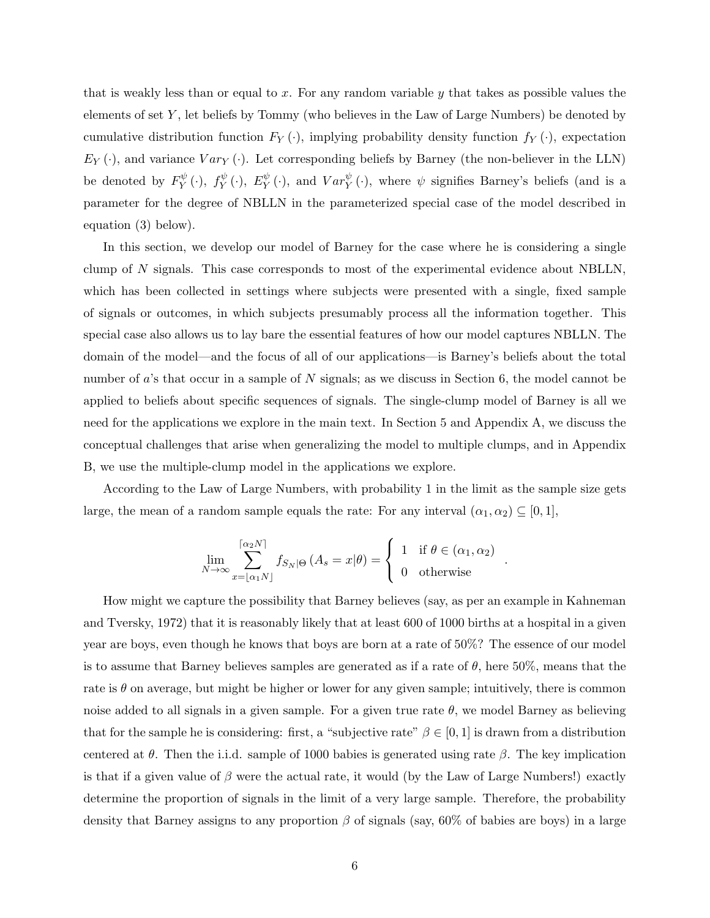that is weakly less than or equal to $x$. For any random variable $y$ that takes as possible values the elements of set $Y$, let beliefs by Tommy (who believes in the Law of Large Numbers) be denoted by cumulative distribution function $F_Y(\cdot)$, implying probability density function $f_Y(\cdot)$, expectation $E_Y(\cdot)$, and variance $Var_Y(\cdot)$. Let corresponding beliefs by Barney (the non-believer in the LLN) be denoted by $F_Y^{\psi}(\cdot)$, $f_Y^{\psi}(\cdot)$, $E_Y^{\psi}(\cdot)$, and $Var_Y^{\psi}(\cdot)$, where $\psi$ signifies Barney's beliefs (and is a parameter for the degree of NBLLN in the parameterized special case of the model described in equation (3) below).

In this section, we develop our model of Barney for the case where he is considering a single clump of $N$ signals. This case corresponds to most of the experimental evidence about NBLLN, which has been collected in settings where subjects were presented with a single, fixed sample of signals or outcomes, in which subjects presumably process all the information together. This special case also allows us to lay bare the essential features of how our model captures NBLLN. The domain of the model—and the focus of all of our applications—is Barney's beliefs about the total number of $a$'s that occur in a sample of $N$ signals; as we discuss in Section 6, the model cannot be applied to beliefs about specific sequences of signals. The single-clump model of Barney is all we need for the applications we explore in the main text. In Section 5 and Appendix A, we discuss the conceptual challenges that arise when generalizing the model to multiple clumps, and in Appendix B, we use the multiple-clump model in the applications we explore.

According to the Law of Large Numbers, with probability 1 in the limit as the sample size gets large, the mean of a random sample equals the rate: For any interval $(\alpha_1, \alpha_2) \subseteq [0, 1]$,

$$\lim_{N \to \infty} \sum_{x=\lfloor \alpha_1 N \rfloor}^{\lceil \alpha_2 N \rceil} f_{S_N|\Theta}(A_s = x|\theta) = \begin{cases} 1 & \text{if } \theta \in (\alpha_1, \alpha_2) \\ 0 & \text{otherwise} \end{cases}.$$

How might we capture the possibility that Barney believes (say, as per an example in Kahneman and Tversky, 1972) that it is reasonably likely that at least 600 of 1000 births at a hospital in a given year are boys, even though he knows that boys are born at a rate of 50%? The essence of our model is to assume that Barney believes samples are generated as if a rate of $\theta$, here 50%, means that the rate is $\theta$ on average, but might be higher or lower for any given sample; intuitively, there is common noise added to all signals in a given sample. For a given true rate $\theta$, we model Barney as believing that for the sample he is considering: first, a "subjective rate" $\beta \in [0, 1]$ is drawn from a distribution centered at $\theta$. Then the i.i.d. sample of 1000 babies is generated using rate $\beta$. The key implication is that if a given value of $\beta$ were the actual rate, it would (by the Law of Large Numbers!) exactly determine the proportion of signals in the limit of a very large sample. Therefore, the probability density that Barney assigns to any proportion $\beta$ of signals (say, 60% of babies are boys) in a large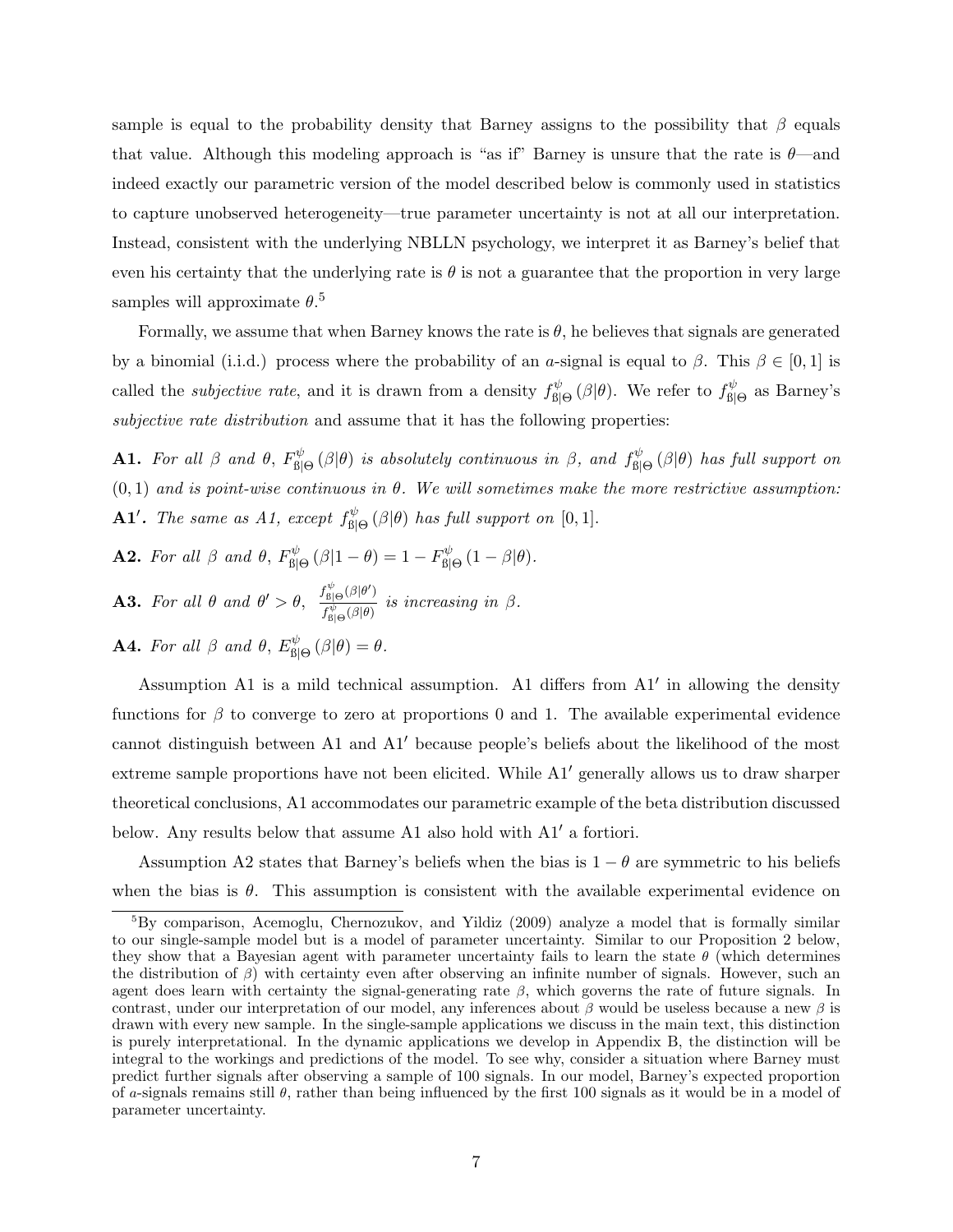sample is equal to the probability density that Barney assigns to the possibility that $\beta$ equals that value. Although this modeling approach is "as if" Barney is unsure that the rate is $\theta$—and indeed exactly our parametric version of the model described below is commonly used in statistics to capture unobserved heterogeneity—true parameter uncertainty is not at all our interpretation. Instead, consistent with the underlying NBLLN psychology, we interpret it as Barney's belief that even his certainty that the underlying rate is $\theta$ is not a guarantee that the proportion in very large samples will approximate $\theta$.[5]

Formally, we assume that when Barney knows the rate is $\theta$, he believes that signals are generated by a binomial (i.i.d.) process where the probability of an $a$-signal is equal to $\beta$. This $\beta \in [0,1]$ is called the *subjective rate*, and it is drawn from a density $f^{\psi}_{\text{B}|\Theta}(\beta|\theta)$. We refer to $f^{\psi}_{\text{B}|\Theta}$ as Barney's *subjective rate distribution* and assume that it has the following properties:

**A1.** *For all $\beta$ and $\theta$, $F^{\psi}_{\text{B}|\Theta}(\beta|\theta)$ is absolutely continuous in $\beta$, and $f^{\psi}_{\text{B}|\Theta}(\beta|\theta)$ has full support on $(0,1)$ and is point-wise continuous in $\theta$. We will sometimes make the more restrictive assumption:*

**A1$'$.** *The same as A1, except $f^{\psi}_{\text{B}|\Theta}(\beta|\theta)$ has full support on $[0,1]$.*

**A2.** *For all $\beta$ and $\theta$, $F^{\psi}_{\text{B}|\Theta}(\beta|1-\theta) = 1 - F^{\psi}_{\text{B}|\Theta}(1-\beta|\theta)$.*

**A3.** *For all $\theta$ and $\theta' > \theta$, $\frac{f^{\psi}_{\text{B}|\Theta}(\beta|\theta')}{f^{\psi}_{\text{B}|\Theta}(\beta|\theta)}$ is increasing in $\beta$.*

**A4.** *For all $\beta$ and $\theta$, $E^{\psi}_{\text{B}|\Theta}(\beta|\theta) = \theta$.*

Assumption A1 is a mild technical assumption. A1 differs from A1$'$ in allowing the density functions for $\beta$ to converge to zero at proportions 0 and 1. The available experimental evidence cannot distinguish between A1 and A1$'$ because people's beliefs about the likelihood of the most extreme sample proportions have not been elicited. While A1$'$ generally allows us to draw sharper theoretical conclusions, A1 accommodates our parametric example of the beta distribution discussed below. Any results below that assume A1 also hold with A1$'$ a fortiori.

Assumption A2 states that Barney's beliefs when the bias is $1-\theta$ are symmetric to his beliefs when the bias is $\theta$. This assumption is consistent with the available experimental evidence on

[5] By comparison, Acemoglu, Chernozukov, and Yildiz (2009) analyze a model that is formally similar to our single-sample model but is a model of parameter uncertainty. Similar to our Proposition 2 below, they show that a Bayesian agent with parameter uncertainty fails to learn the state $\theta$ (which determines the distribution of $\beta$) with certainty even after observing an infinite number of signals. However, such an agent does learn with certainty the signal-generating rate $\beta$, which governs the rate of future signals. In contrast, under our interpretation of our model, any inferences about $\beta$ would be useless because a new $\beta$ is drawn with every new sample. In the single-sample applications we discuss in the main text, this distinction is purely interpretational. In the dynamic applications we develop in Appendix B, the distinction will be integral to the workings and predictions of the model. To see why, consider a situation where Barney must predict further signals after observing a sample of 100 signals. In our model, Barney's expected proportion of $a$-signals remains still $\theta$, rather than being influenced by the first 100 signals as it would be in a model of parameter uncertainty.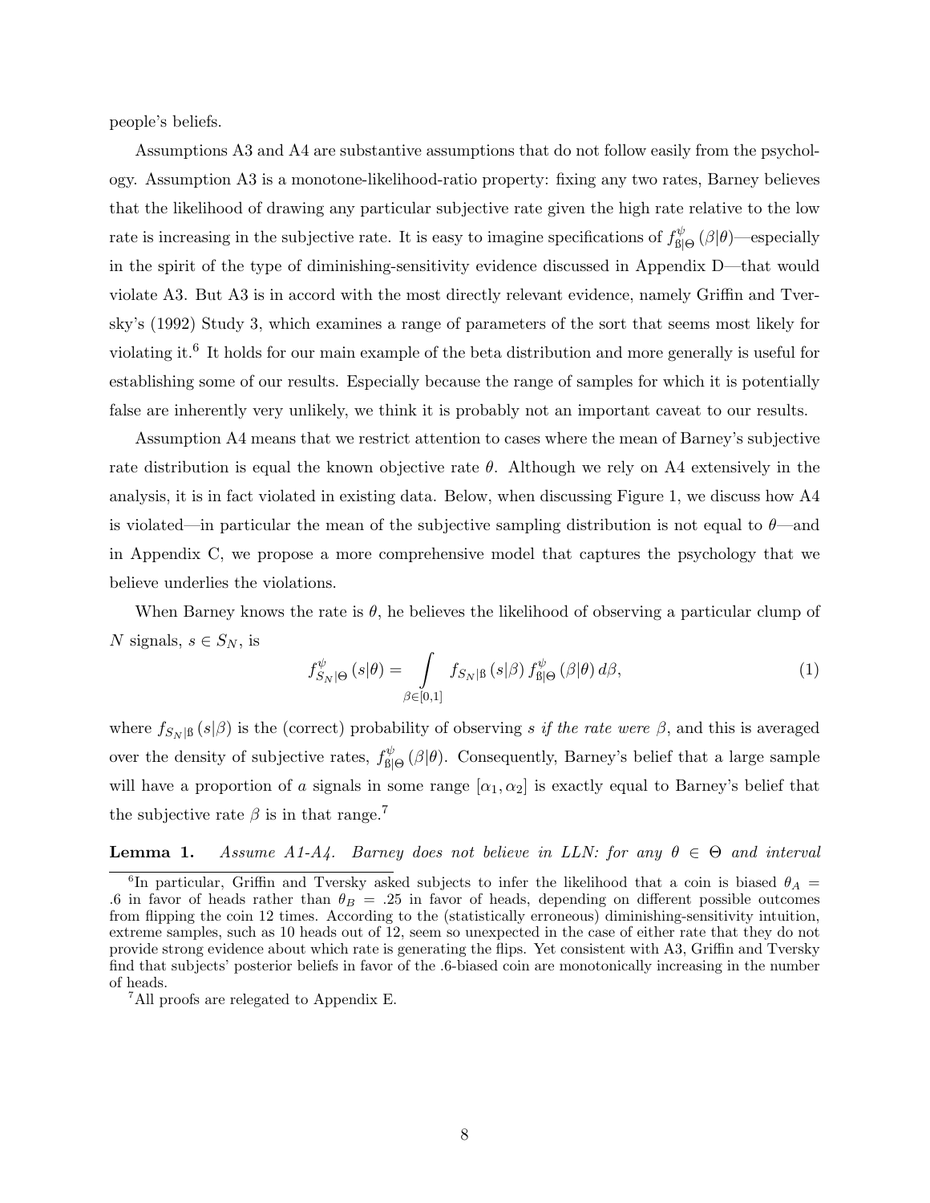people's beliefs.

Assumptions A3 and A4 are substantive assumptions that do not follow easily from the psychology. Assumption A3 is a monotone-likelihood-ratio property: fixing any two rates, Barney believes that the likelihood of drawing any particular subjective rate given the high rate relative to the low rate is increasing in the subjective rate. It is easy to imagine specifications of $f^{\psi}_{\text{ß}|\Theta}(\beta|\theta)$—especially in the spirit of the type of diminishing-sensitivity evidence discussed in Appendix D—that would violate A3. But A3 is in accord with the most directly relevant evidence, namely Griffin and Tversky's (1992) Study 3, which examines a range of parameters of the sort that seems most likely for violating it.[6] It holds for our main example of the beta distribution and more generally is useful for establishing some of our results. Especially because the range of samples for which it is potentially false are inherently very unlikely, we think it is probably not an important caveat to our results.

Assumption A4 means that we restrict attention to cases where the mean of Barney's subjective rate distribution is equal the known objective rate $\theta$. Although we rely on A4 extensively in the analysis, it is in fact violated in existing data. Below, when discussing Figure 1, we discuss how A4 is violated—in particular the mean of the subjective sampling distribution is not equal to $\theta$—and in Appendix C, we propose a more comprehensive model that captures the psychology that we believe underlies the violations.

When Barney knows the rate is $\theta$, he believes the likelihood of observing a particular clump of $N$ signals, $s \in S_N$, is

$$f^{\psi}_{S_N|\Theta}(s|\theta) = \int_{\beta \in [0,1]} f_{S_N|\text{ß}}(s|\beta)\, f^{\psi}_{\text{ß}|\Theta}(\beta|\theta)\, d\beta, \tag{1}$$

where $f_{S_N|\text{ß}}(s|\beta)$ is the (correct) probability of observing $s$ *if the rate were* $\beta$, and this is averaged over the density of subjective rates, $f^{\psi}_{\text{ß}|\Theta}(\beta|\theta)$. Consequently, Barney's belief that a large sample will have a proportion of $a$ signals in some range $[\alpha_1, \alpha_2]$ is exactly equal to Barney's belief that the subjective rate $\beta$ is in that range.[7]

**Lemma 1.** *Assume A1-A4. Barney does not believe in LLN: for any $\theta \in \Theta$ and interval*

[6] In particular, Griffin and Tversky asked subjects to infer the likelihood that a coin is biased $\theta_A = .6$ in favor of heads rather than $\theta_B = .25$ in favor of heads, depending on different possible outcomes from flipping the coin 12 times. According to the (statistically erroneous) diminishing-sensitivity intuition, extreme samples, such as 10 heads out of 12, seem so unexpected in the case of either rate that they do not provide strong evidence about which rate is generating the flips. Yet consistent with A3, Griffin and Tversky find that subjects' posterior beliefs in favor of the .6-biased coin are monotonically increasing in the number of heads.

[7] All proofs are relegated to Appendix E.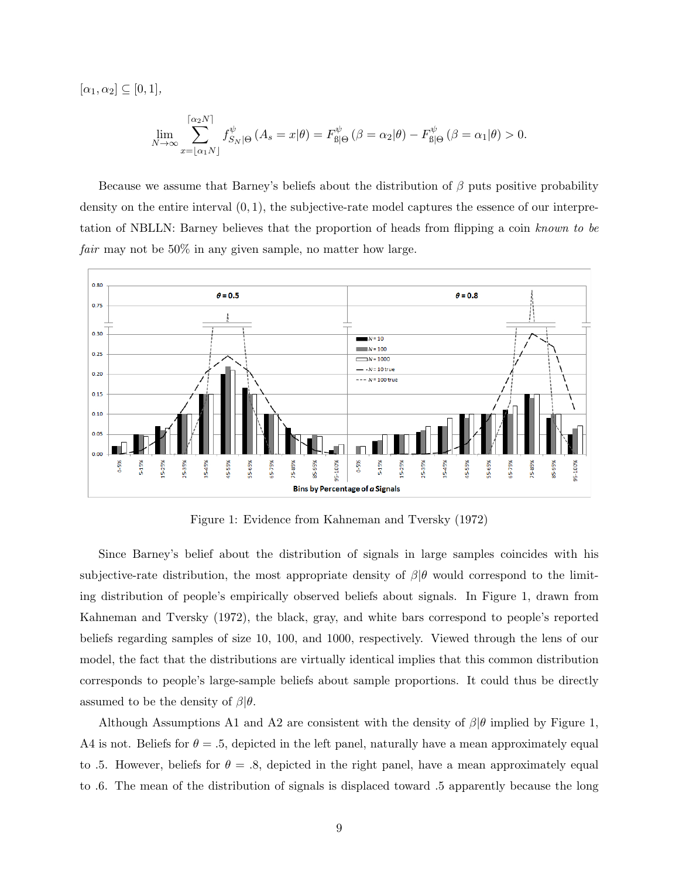$[\alpha_1, \alpha_2] \subseteq [0, 1]$,

$$\lim_{N\to\infty} \sum_{x=\lfloor \alpha_1 N \rfloor}^{\lceil \alpha_2 N \rceil} f^{\psi}_{S_N|\Theta}(A_s = x|\theta) = F^{\psi}_{\text{ß}|\Theta}(\beta = \alpha_2|\theta) - F^{\psi}_{\text{ß}|\Theta}(\beta = \alpha_1|\theta) > 0.$$

Because we assume that Barney's beliefs about the distribution of $\beta$ puts positive probability density on the entire interval $(0, 1)$, the subjective-rate model captures the essence of our interpretation of NBLLN: Barney believes that the proportion of heads from flipping a coin *known to be fair* may not be 50% in any given sample, no matter how large.

Figure 1: Evidence from Kahneman and Tversky (1972)

Since Barney's belief about the distribution of signals in large samples coincides with his subjective-rate distribution, the most appropriate density of $\beta|\theta$ would correspond to the limiting distribution of people's empirically observed beliefs about signals. In Figure 1, drawn from Kahneman and Tversky (1972), the black, gray, and white bars correspond to people's reported beliefs regarding samples of size 10, 100, and 1000, respectively. Viewed through the lens of our model, the fact that the distributions are virtually identical implies that this common distribution corresponds to people's large-sample beliefs about sample proportions. It could thus be directly assumed to be the density of $\beta|\theta$.

Although Assumptions A1 and A2 are consistent with the density of $\beta|\theta$ implied by Figure 1, A4 is not. Beliefs for $\theta = .5$, depicted in the left panel, naturally have a mean approximately equal to .5. However, beliefs for $\theta = .8$, depicted in the right panel, have a mean approximately equal to .6. The mean of the distribution of signals is displaced toward .5 apparently because the long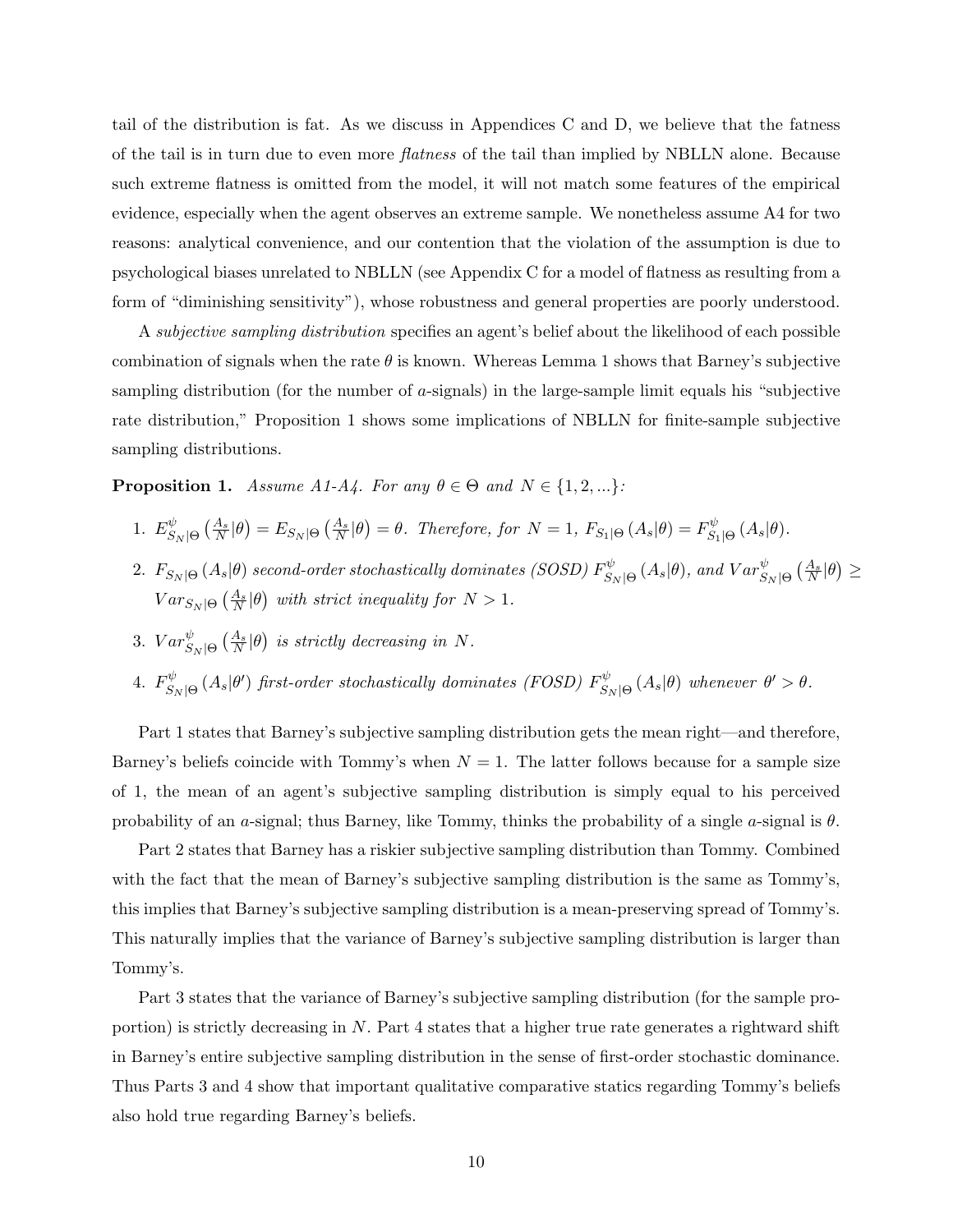tail of the distribution is fat. As we discuss in Appendices C and D, we believe that the fatness of the tail is in turn due to even more *flatness* of the tail than implied by NBLLN alone. Because such extreme flatness is omitted from the model, it will not match some features of the empirical evidence, especially when the agent observes an extreme sample. We nonetheless assume A4 for two reasons: analytical convenience, and our contention that the violation of the assumption is due to psychological biases unrelated to NBLLN (see Appendix C for a model of flatness as resulting from a form of "diminishing sensitivity"), whose robustness and general properties are poorly understood.

A *subjective sampling distribution* specifies an agent's belief about the likelihood of each possible combination of signals when the rate $\theta$ is known. Whereas Lemma 1 shows that Barney's subjective sampling distribution (for the number of $a$-signals) in the large-sample limit equals his "subjective rate distribution," Proposition 1 shows some implications of NBLLN for finite-sample subjective sampling distributions.

**Proposition 1.** *Assume A1-A4. For any $\theta \in \Theta$ and $N \in \{1, 2, ...\}$:*

1. $E^{\psi}_{S_N|\Theta}\left(\frac{A_s}{N}|\theta\right) = E_{S_N|\Theta}\left(\frac{A_s}{N}|\theta\right) = \theta$. *Therefore, for $N = 1$, $F_{S_1|\Theta}(A_s|\theta) = F^{\psi}_{S_1|\Theta}(A_s|\theta)$.*
2. $F_{S_N|\Theta}(A_s|\theta)$ *second-order stochastically dominates (SOSD)* $F^{\psi}_{S_N|\Theta}(A_s|\theta)$, *and* $Var^{\psi}_{S_N|\Theta}\left(\frac{A_s}{N}|\theta\right) \geq Var_{S_N|\Theta}\left(\frac{A_s}{N}|\theta\right)$ *with strict inequality for $N > 1$.*
3. $Var^{\psi}_{S_N|\Theta}\left(\frac{A_s}{N}|\theta\right)$ *is strictly decreasing in $N$.*
4. $F^{\psi}_{S_N|\Theta}(A_s|\theta')$ *first-order stochastically dominates (FOSD)* $F^{\psi}_{S_N|\Theta}(A_s|\theta)$ *whenever $\theta' > \theta$.*

Part 1 states that Barney's subjective sampling distribution gets the mean right—and therefore, Barney's beliefs coincide with Tommy's when $N = 1$. The latter follows because for a sample size of 1, the mean of an agent's subjective sampling distribution is simply equal to his perceived probability of an $a$-signal; thus Barney, like Tommy, thinks the probability of a single $a$-signal is $\theta$.

Part 2 states that Barney has a riskier subjective sampling distribution than Tommy. Combined with the fact that the mean of Barney's subjective sampling distribution is the same as Tommy's, this implies that Barney's subjective sampling distribution is a mean-preserving spread of Tommy's. This naturally implies that the variance of Barney's subjective sampling distribution is larger than Tommy's.

Part 3 states that the variance of Barney's subjective sampling distribution (for the sample proportion) is strictly decreasing in $N$. Part 4 states that a higher true rate generates a rightward shift in Barney's entire subjective sampling distribution in the sense of first-order stochastic dominance. Thus Parts 3 and 4 show that important qualitative comparative statics regarding Tommy's beliefs also hold true regarding Barney's beliefs.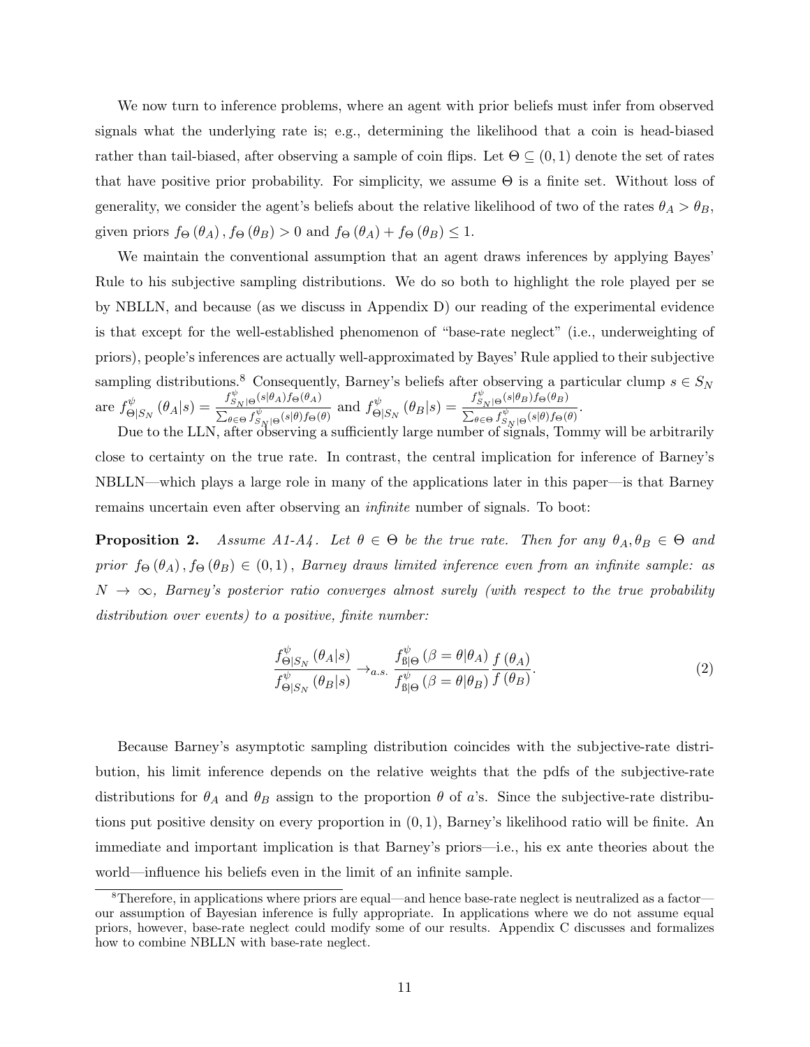We now turn to inference problems, where an agent with prior beliefs must infer from observed signals what the underlying rate is; e.g., determining the likelihood that a coin is head-biased rather than tail-biased, after observing a sample of coin flips. Let $\Theta \subseteq (0,1)$ denote the set of rates that have positive prior probability. For simplicity, we assume $\Theta$ is a finite set. Without loss of generality, we consider the agent's beliefs about the relative likelihood of two of the rates $\theta_A > \theta_B$, given priors $f_\Theta(\theta_A), f_\Theta(\theta_B) > 0$ and $f_\Theta(\theta_A) + f_\Theta(\theta_B) \leq 1$.

We maintain the conventional assumption that an agent draws inferences by applying Bayes' Rule to his subjective sampling distributions. We do so both to highlight the role played per se by NBLLN, and because (as we discuss in Appendix D) our reading of the experimental evidence is that except for the well-established phenomenon of "base-rate neglect" (i.e., underweighting of priors), people's inferences are actually well-approximated by Bayes' Rule applied to their subjective sampling distributions.[8] Consequently, Barney's beliefs after observing a particular clump $s \in S_N$ are $f^{\psi}_{\Theta|S_N}(\theta_A|s) = \frac{f^{\psi}_{S_N|\Theta}(s|\theta_A) f_\Theta(\theta_A)}{\sum_{\theta \in \Theta} f^{\psi}_{S_N|\Theta}(s|\theta) f_\Theta(\theta)}$ and $f^{\psi}_{\Theta|S_N}(\theta_B|s) = \frac{f^{\psi}_{S_N|\Theta}(s|\theta_B) f_\Theta(\theta_B)}{\sum_{\theta \in \Theta} f^{\psi}_{S_N|\Theta}(s|\theta) f_\Theta(\theta)}$.

Due to the LLN, after observing a sufficiently large number of signals, Tommy will be arbitrarily close to certainty on the true rate. In contrast, the central implication for inference of Barney's NBLLN—which plays a large role in many of the applications later in this paper—is that Barney remains uncertain even after observing an *infinite* number of signals. To boot:

**Proposition 2.** *Assume A1-A4. Let $\theta \in \Theta$ be the true rate. Then for any $\theta_A, \theta_B \in \Theta$ and prior $f_\Theta(\theta_A), f_\Theta(\theta_B) \in (0,1)$, Barney draws limited inference even from an infinite sample: as $N \to \infty$, Barney's posterior ratio converges almost surely (with respect to the true probability distribution over events) to a positive, finite number:*

$$\frac{f^{\psi}_{\Theta|S_N}(\theta_A|s)}{f^{\psi}_{\Theta|S_N}(\theta_B|s)} \to_{a.s.} \frac{f^{\psi}_{ß|\Theta}(\beta = \theta|\theta_A)}{f^{\psi}_{ß|\Theta}(\beta = \theta|\theta_B)} \frac{f(\theta_A)}{f(\theta_B)}. \tag{2}$$

Because Barney's asymptotic sampling distribution coincides with the subjective-rate distribution, his limit inference depends on the relative weights that the pdfs of the subjective-rate distributions for $\theta_A$ and $\theta_B$ assign to the proportion $\theta$ of $a$'s. Since the subjective-rate distributions put positive density on every proportion in $(0,1)$, Barney's likelihood ratio will be finite. An immediate and important implication is that Barney's priors—i.e., his ex ante theories about the world—influence his beliefs even in the limit of an infinite sample.

[8] Therefore, in applications where priors are equal—and hence base-rate neglect is neutralized as a factor—our assumption of Bayesian inference is fully appropriate. In applications where we do not assume equal priors, however, base-rate neglect could modify some of our results. Appendix C discusses and formalizes how to combine NBLLN with base-rate neglect.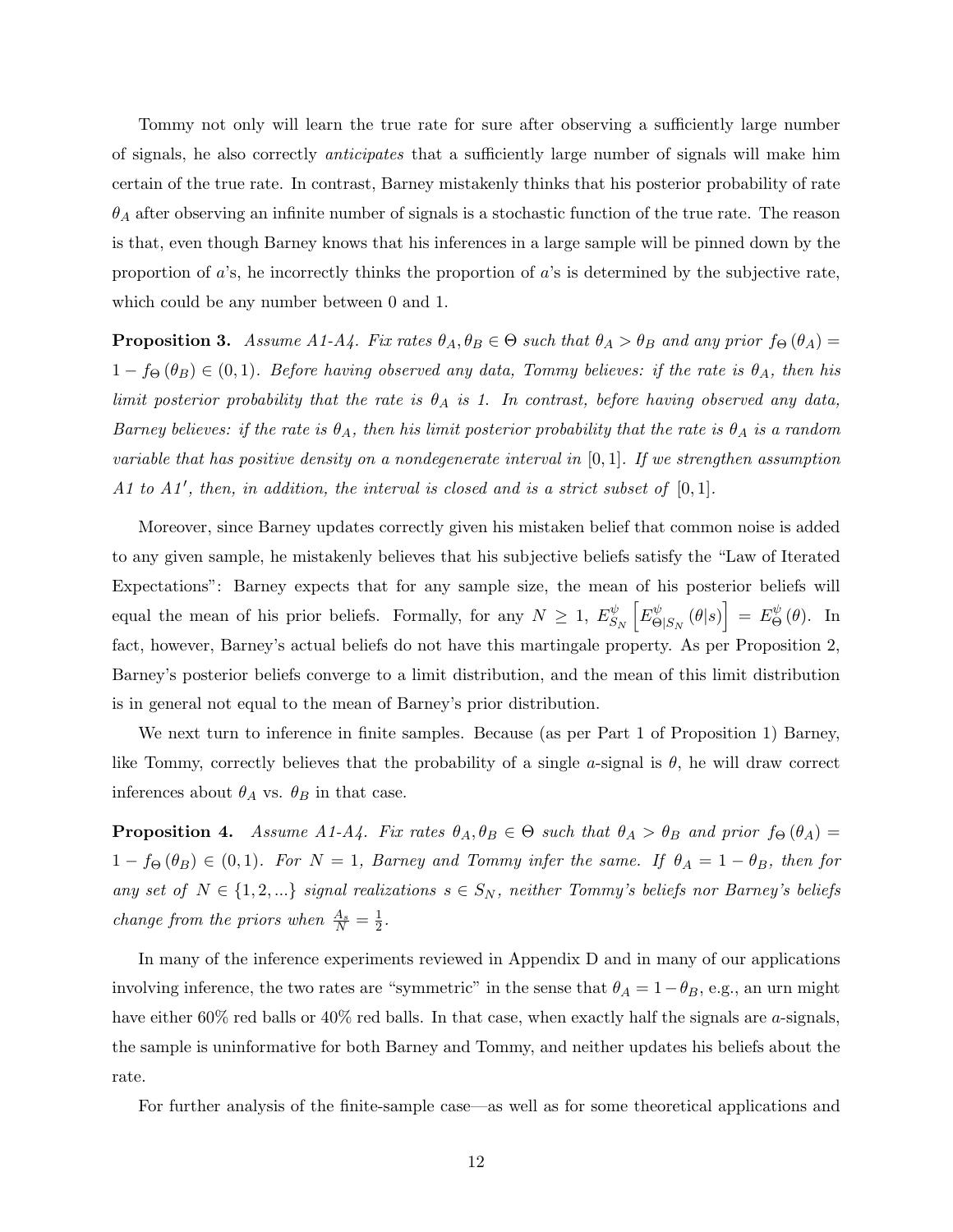Tommy not only will learn the true rate for sure after observing a sufficiently large number of signals, he also correctly *anticipates* that a sufficiently large number of signals will make him certain of the true rate. In contrast, Barney mistakenly thinks that his posterior probability of rate $\theta_A$ after observing an infinite number of signals is a stochastic function of the true rate. The reason is that, even though Barney knows that his inferences in a large sample will be pinned down by the proportion of $a$'s, he incorrectly thinks the proportion of $a$'s is determined by the subjective rate, which could be any number between 0 and 1.

**Proposition 3.** *Assume A1-A4. Fix rates $\theta_A, \theta_B \in \Theta$ such that $\theta_A > \theta_B$ and any prior $f_\Theta(\theta_A) = 1 - f_\Theta(\theta_B) \in (0,1)$. Before having observed any data, Tommy believes: if the rate is $\theta_A$, then his limit posterior probability that the rate is $\theta_A$ is 1. In contrast, before having observed any data, Barney believes: if the rate is $\theta_A$, then his limit posterior probability that the rate is $\theta_A$ is a random variable that has positive density on a nondegenerate interval in $[0,1]$. If we strengthen assumption A1 to A1$'$, then, in addition, the interval is closed and is a strict subset of $[0,1]$.*

Moreover, since Barney updates correctly given his mistaken belief that common noise is added to any given sample, he mistakenly believes that his subjective beliefs satisfy the "Law of Iterated Expectations": Barney expects that for any sample size, the mean of his posterior beliefs will equal the mean of his prior beliefs. Formally, for any $N \geq 1$, $E^{\psi}_{S_N}\left[E^{\psi}_{\Theta|S_N}(\theta|s)\right] = E^{\psi}_{\Theta}(\theta)$. In fact, however, Barney's actual beliefs do not have this martingale property. As per Proposition 2, Barney's posterior beliefs converge to a limit distribution, and the mean of this limit distribution is in general not equal to the mean of Barney's prior distribution.

We next turn to inference in finite samples. Because (as per Part 1 of Proposition 1) Barney, like Tommy, correctly believes that the probability of a single $a$-signal is $\theta$, he will draw correct inferences about $\theta_A$ vs. $\theta_B$ in that case.

**Proposition 4.** *Assume A1-A4. Fix rates $\theta_A, \theta_B \in \Theta$ such that $\theta_A > \theta_B$ and prior $f_\Theta(\theta_A) = 1 - f_\Theta(\theta_B) \in (0,1)$. For $N = 1$, Barney and Tommy infer the same. If $\theta_A = 1 - \theta_B$, then for any set of $N \in \{1, 2, ...\}$ signal realizations $s \in S_N$, neither Tommy's beliefs nor Barney's beliefs change from the priors when $\frac{A_s}{N} = \frac{1}{2}$.*

In many of the inference experiments reviewed in Appendix D and in many of our applications involving inference, the two rates are "symmetric" in the sense that $\theta_A = 1 - \theta_B$, e.g., an urn might have either 60% red balls or 40% red balls. In that case, when exactly half the signals are $a$-signals, the sample is uninformative for both Barney and Tommy, and neither updates his beliefs about the rate.

For further analysis of the finite-sample case—as well as for some theoretical applications and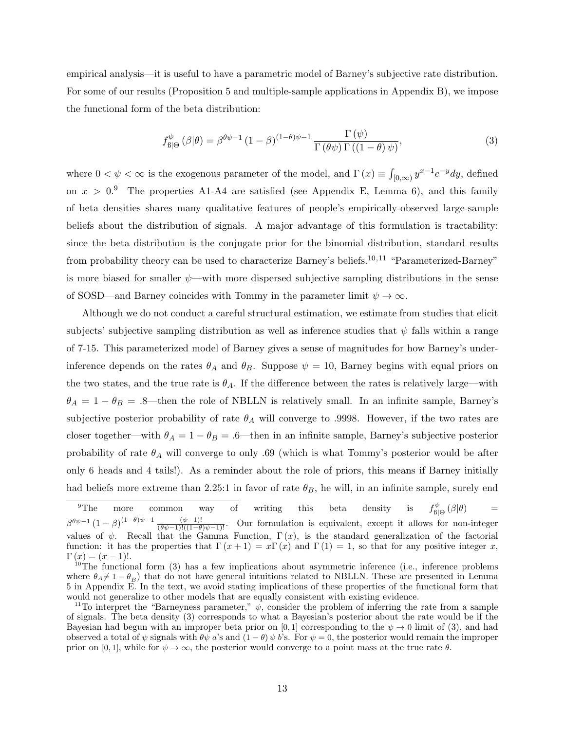empirical analysis—it is useful to have a parametric model of Barney's subjective rate distribution. For some of our results (Proposition 5 and multiple-sample applications in Appendix B), we impose the functional form of the beta distribution:

$$f^{\psi}_{\mathbb{B}|\Theta}(\beta|\theta) = \beta^{\theta\psi-1}(1-\beta)^{(1-\theta)\psi-1}\frac{\Gamma(\psi)}{\Gamma(\theta\psi)\Gamma((1-\theta)\psi)}, \tag{3}$$

where $0 < \psi < \infty$ is the exogenous parameter of the model, and $\Gamma(x) \equiv \int_{[0,\infty)} y^{x-1}e^{-y}dy$, defined on $x > 0$.[9] The properties A1-A4 are satisfied (see Appendix E, Lemma 6), and this family of beta densities shares many qualitative features of people's empirically-observed large-sample beliefs about the distribution of signals. A major advantage of this formulation is tractability: since the beta distribution is the conjugate prior for the binomial distribution, standard results from probability theory can be used to characterize Barney's beliefs.[10,11] "Parameterized-Barney" is more biased for smaller $\psi$—with more dispersed subjective sampling distributions in the sense of SOSD—and Barney coincides with Tommy in the parameter limit $\psi \to \infty$.

Although we do not conduct a careful structural estimation, we estimate from studies that elicit subjects' subjective sampling distribution as well as inference studies that $\psi$ falls within a range of 7-15. This parameterized model of Barney gives a sense of magnitudes for how Barney's under-inference depends on the rates $\theta_A$ and $\theta_B$. Suppose $\psi = 10$, Barney begins with equal priors on the two states, and the true rate is $\theta_A$. If the difference between the rates is relatively large—with $\theta_A = 1 - \theta_B = .8$—then the role of NBLLN is relatively small. In an infinite sample, Barney's subjective posterior probability of rate $\theta_A$ will converge to .9998. However, if the two rates are closer together—with $\theta_A = 1 - \theta_B = .6$—then in an infinite sample, Barney's subjective posterior probability of rate $\theta_A$ will converge to only .69 (which is what Tommy's posterior would be after only 6 heads and 4 tails!). As a reminder about the role of priors, this means if Barney initially had beliefs more extreme than 2.25:1 in favor of rate $\theta_B$, he will, in an infinite sample, surely end

---

[9] The more common way of writing this beta density is $f^{\psi}_{\mathbb{B}|\Theta}(\beta|\theta) = \beta^{\theta\psi-1}(1-\beta)^{(1-\theta)\psi-1}\frac{(\psi-1)!}{(\theta\psi-1)!((1-\theta)\psi-1)!}$. Our formulation is equivalent, except it allows for non-integer values of $\psi$. Recall that the Gamma Function, $\Gamma(x)$, is the standard generalization of the factorial function: it has the properties that $\Gamma(x+1) = x\Gamma(x)$ and $\Gamma(1) = 1$, so that for any positive integer $x$, $\Gamma(x) = (x-1)!$.

[10] The functional form (3) has a few implications about asymmetric inference (i.e., inference problems where $\theta_A \neq 1 - \theta_B$) that do not have general intuitions related to NBLLN. These are presented in Lemma 5 in Appendix E. In the text, we avoid stating implications of these properties of the functional form that would not generalize to other models that are equally consistent with existing evidence.

[11] To interpret the "Barneyness parameter," $\psi$, consider the problem of inferring the rate from a sample of signals. The beta density (3) corresponds to what a Bayesian's posterior about the rate would be if the Bayesian had begun with an improper beta prior on $[0,1]$ corresponding to the $\psi \to 0$ limit of (3), and had observed a total of $\psi$ signals with $\theta\psi$ $a$'s and $(1-\theta)\psi$ $b$'s. For $\psi = 0$, the posterior would remain the improper prior on $[0,1]$, while for $\psi \to \infty$, the posterior would converge to a point mass at the true rate $\theta$.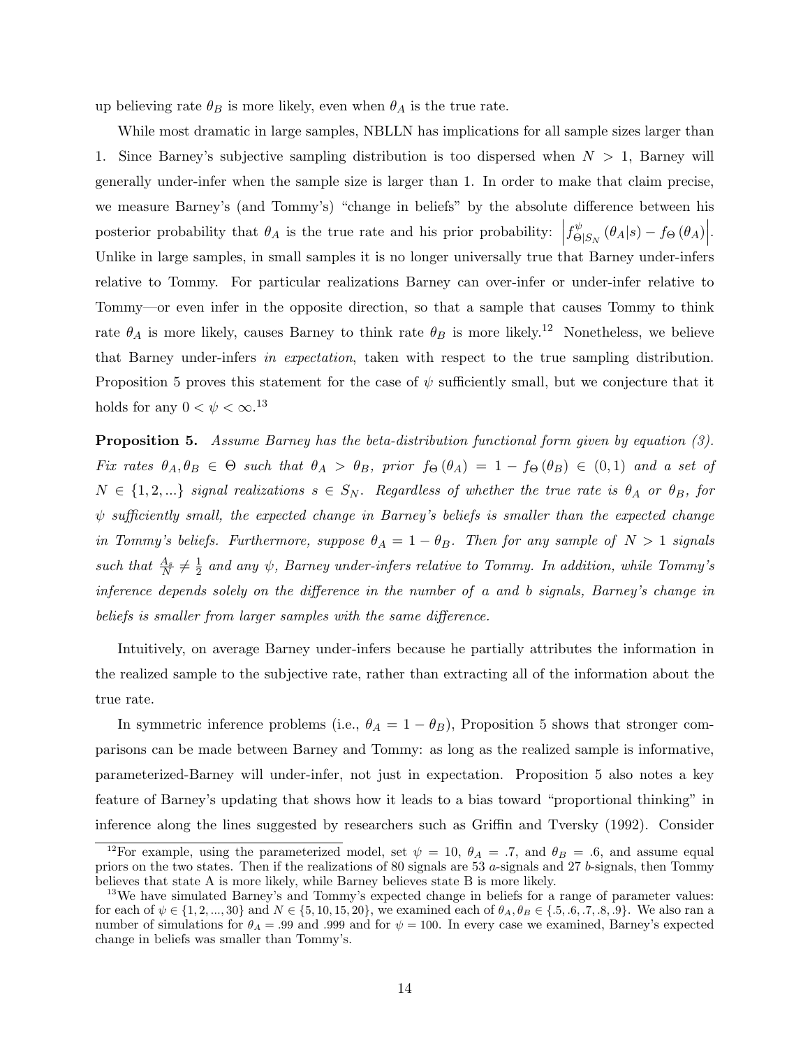up believing rate $\theta_B$ is more likely, even when $\theta_A$ is the true rate.

While most dramatic in large samples, NBLLN has implications for all sample sizes larger than 1. Since Barney's subjective sampling distribution is too dispersed when $N > 1$, Barney will generally under-infer when the sample size is larger than 1. In order to make that claim precise, we measure Barney's (and Tommy's) "change in beliefs" by the absolute difference between his posterior probability that $\theta_A$ is the true rate and his prior probability: $\left| f^{\psi}_{\Theta|S_N}(\theta_A|s) - f_{\Theta}(\theta_A) \right|$. Unlike in large samples, in small samples it is no longer universally true that Barney under-infers relative to Tommy. For particular realizations Barney can over-infer or under-infer relative to Tommy—or even infer in the opposite direction, so that a sample that causes Tommy to think rate $\theta_A$ is more likely, causes Barney to think rate $\theta_B$ is more likely.[12] Nonetheless, we believe that Barney under-infers *in expectation*, taken with respect to the true sampling distribution. Proposition 5 proves this statement for the case of $\psi$ sufficiently small, but we conjecture that it holds for any $0 < \psi < \infty$.[13]

**Proposition 5.** *Assume Barney has the beta-distribution functional form given by equation (3). Fix rates $\theta_A, \theta_B \in \Theta$ such that $\theta_A > \theta_B$, prior $f_{\Theta}(\theta_A) = 1 - f_{\Theta}(\theta_B) \in (0, 1)$ and a set of $N \in \{1, 2, ...\}$ signal realizations $s \in S_N$. Regardless of whether the true rate is $\theta_A$ or $\theta_B$, for $\psi$ sufficiently small, the expected change in Barney's beliefs is smaller than the expected change in Tommy's beliefs. Furthermore, suppose $\theta_A = 1 - \theta_B$. Then for any sample of $N > 1$ signals such that $\frac{A_s}{N} \neq \frac{1}{2}$ and any $\psi$, Barney under-infers relative to Tommy. In addition, while Tommy's inference depends solely on the difference in the number of a and b signals, Barney's change in beliefs is smaller from larger samples with the same difference.*

Intuitively, on average Barney under-infers because he partially attributes the information in the realized sample to the subjective rate, rather than extracting all of the information about the true rate.

In symmetric inference problems (i.e., $\theta_A = 1 - \theta_B$), Proposition 5 shows that stronger comparisons can be made between Barney and Tommy: as long as the realized sample is informative, parameterized-Barney will under-infer, not just in expectation. Proposition 5 also notes a key feature of Barney's updating that shows how it leads to a bias toward "proportional thinking" in inference along the lines suggested by researchers such as Griffin and Tversky (1992). Consider

[12] For example, using the parameterized model, set $\psi = 10$, $\theta_A = .7$, and $\theta_B = .6$, and assume equal priors on the two states. Then if the realizations of 80 signals are 53 $a$-signals and 27 $b$-signals, then Tommy believes that state A is more likely, while Barney believes state B is more likely.

[13] We have simulated Barney's and Tommy's expected change in beliefs for a range of parameter values: for each of $\psi \in \{1, 2, ..., 30\}$ and $N \in \{5, 10, 15, 20\}$, we examined each of $\theta_A, \theta_B \in \{.5, .6, .7, .8, .9\}$. We also ran a number of simulations for $\theta_A = .99$ and $.999$ and for $\psi = 100$. In every case we examined, Barney's expected change in beliefs was smaller than Tommy's.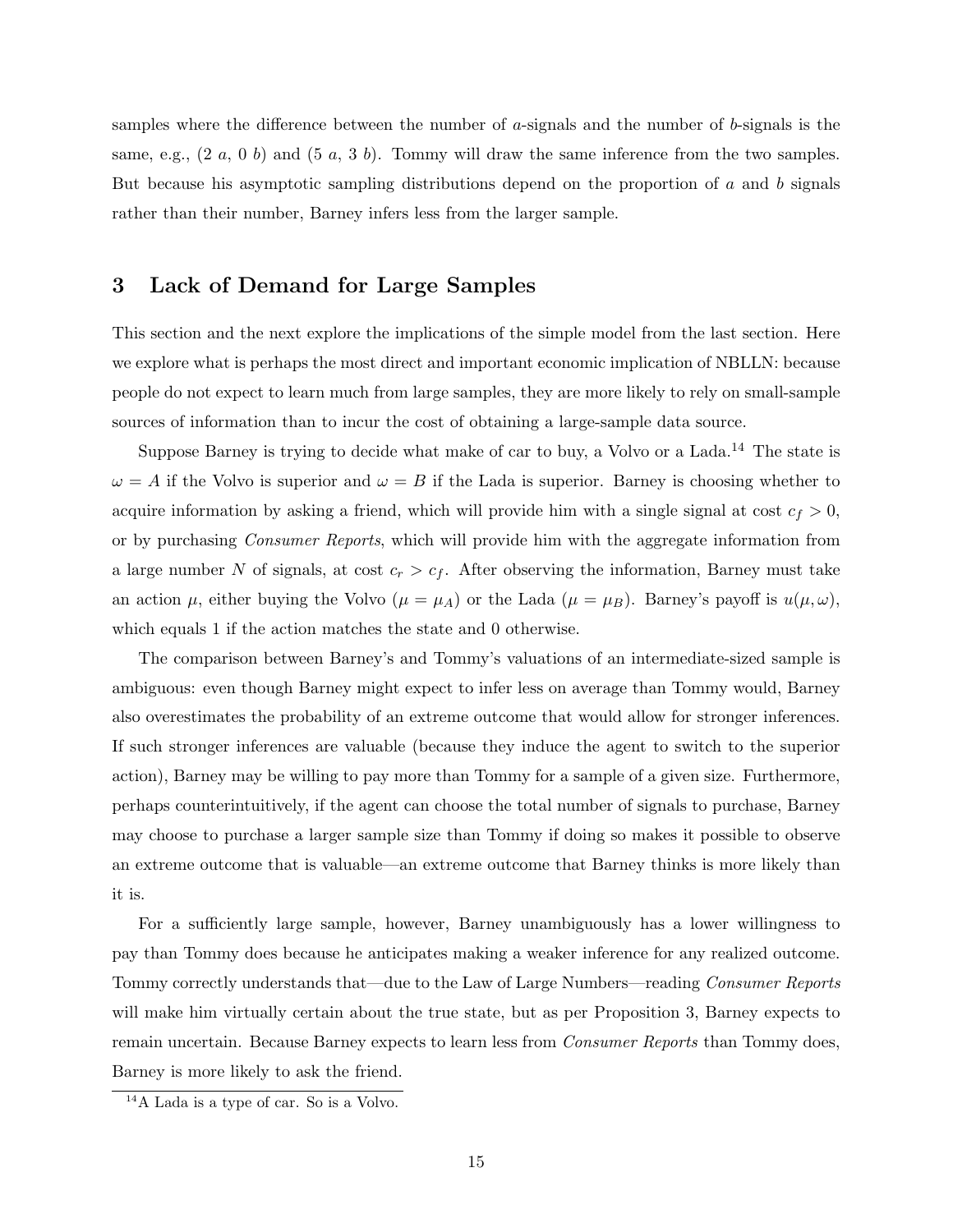samples where the difference between the number of $a$-signals and the number of $b$-signals is the same, e.g., (2 $a$, 0 $b$) and (5 $a$, 3 $b$). Tommy will draw the same inference from the two samples. But because his asymptotic sampling distributions depend on the proportion of $a$ and $b$ signals rather than their number, Barney infers less from the larger sample.

## 3 Lack of Demand for Large Samples

This section and the next explore the implications of the simple model from the last section. Here we explore what is perhaps the most direct and important economic implication of NBLLN: because people do not expect to learn much from large samples, they are more likely to rely on small-sample sources of information than to incur the cost of obtaining a large-sample data source.

Suppose Barney is trying to decide what make of car to buy, a Volvo or a Lada.[14] The state is $\omega = A$ if the Volvo is superior and $\omega = B$ if the Lada is superior. Barney is choosing whether to acquire information by asking a friend, which will provide him with a single signal at cost $c_f > 0$, or by purchasing *Consumer Reports*, which will provide him with the aggregate information from a large number $N$ of signals, at cost $c_r > c_f$. After observing the information, Barney must take an action $\mu$, either buying the Volvo ($\mu = \mu_A$) or the Lada ($\mu = \mu_B$). Barney's payoff is $u(\mu, \omega)$, which equals 1 if the action matches the state and 0 otherwise.

The comparison between Barney's and Tommy's valuations of an intermediate-sized sample is ambiguous: even though Barney might expect to infer less on average than Tommy would, Barney also overestimates the probability of an extreme outcome that would allow for stronger inferences. If such stronger inferences are valuable (because they induce the agent to switch to the superior action), Barney may be willing to pay more than Tommy for a sample of a given size. Furthermore, perhaps counterintuitively, if the agent can choose the total number of signals to purchase, Barney may choose to purchase a larger sample size than Tommy if doing so makes it possible to observe an extreme outcome that is valuable—an extreme outcome that Barney thinks is more likely than it is.

For a sufficiently large sample, however, Barney unambiguously has a lower willingness to pay than Tommy does because he anticipates making a weaker inference for any realized outcome. Tommy correctly understands that—due to the Law of Large Numbers—reading *Consumer Reports* will make him virtually certain about the true state, but as per Proposition 3, Barney expects to remain uncertain. Because Barney expects to learn less from *Consumer Reports* than Tommy does, Barney is more likely to ask the friend.

[14] A Lada is a type of car. So is a Volvo.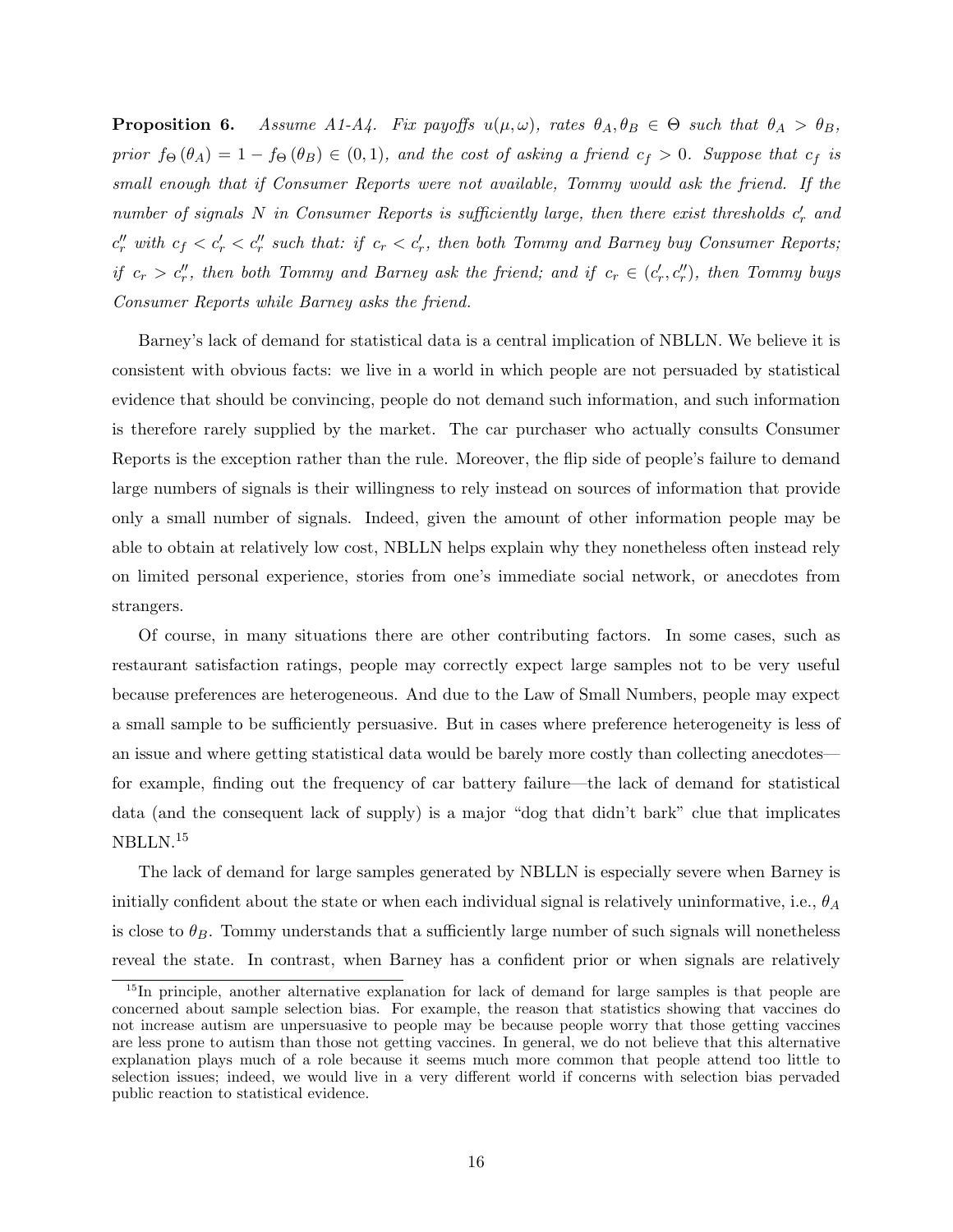**Proposition 6.** *Assume A1-A4. Fix payoffs $u(\mu, \omega)$, rates $\theta_A, \theta_B \in \Theta$ such that $\theta_A > \theta_B$, prior $f_\Theta(\theta_A) = 1 - f_\Theta(\theta_B) \in (0, 1)$, and the cost of asking a friend $c_f > 0$. Suppose that $c_f$ is small enough that if Consumer Reports were not available, Tommy would ask the friend. If the number of signals $N$ in Consumer Reports is sufficiently large, then there exist thresholds $c_r'$ and $c_r''$ with $c_f < c_r' < c_r''$ such that: if $c_r < c_r'$, then both Tommy and Barney buy Consumer Reports; if $c_r > c_r''$, then both Tommy and Barney ask the friend; and if $c_r \in (c_r', c_r'')$, then Tommy buys Consumer Reports while Barney asks the friend.*

Barney's lack of demand for statistical data is a central implication of NBLLN. We believe it is consistent with obvious facts: we live in a world in which people are not persuaded by statistical evidence that should be convincing, people do not demand such information, and such information is therefore rarely supplied by the market. The car purchaser who actually consults Consumer Reports is the exception rather than the rule. Moreover, the flip side of people's failure to demand large numbers of signals is their willingness to rely instead on sources of information that provide only a small number of signals. Indeed, given the amount of other information people may be able to obtain at relatively low cost, NBLLN helps explain why they nonetheless often instead rely on limited personal experience, stories from one's immediate social network, or anecdotes from strangers.

Of course, in many situations there are other contributing factors. In some cases, such as restaurant satisfaction ratings, people may correctly expect large samples not to be very useful because preferences are heterogeneous. And due to the Law of Small Numbers, people may expect a small sample to be sufficiently persuasive. But in cases where preference heterogeneity is less of an issue and where getting statistical data would be barely more costly than collecting anecdotes—for example, finding out the frequency of car battery failure—the lack of demand for statistical data (and the consequent lack of supply) is a major "dog that didn't bark" clue that implicates NBLLN.[15]

The lack of demand for large samples generated by NBLLN is especially severe when Barney is initially confident about the state or when each individual signal is relatively uninformative, i.e., $\theta_A$ is close to $\theta_B$. Tommy understands that a sufficiently large number of such signals will nonetheless reveal the state. In contrast, when Barney has a confident prior or when signals are relatively

[15] In principle, another alternative explanation for lack of demand for large samples is that people are concerned about sample selection bias. For example, the reason that statistics showing that vaccines do not increase autism are unpersuasive to people may be because people worry that those getting vaccines are less prone to autism than those not getting vaccines. In general, we do not believe that this alternative explanation plays much of a role because it seems much more common that people attend too little to selection issues; indeed, we would live in a very different world if concerns with selection bias pervaded public reaction to statistical evidence.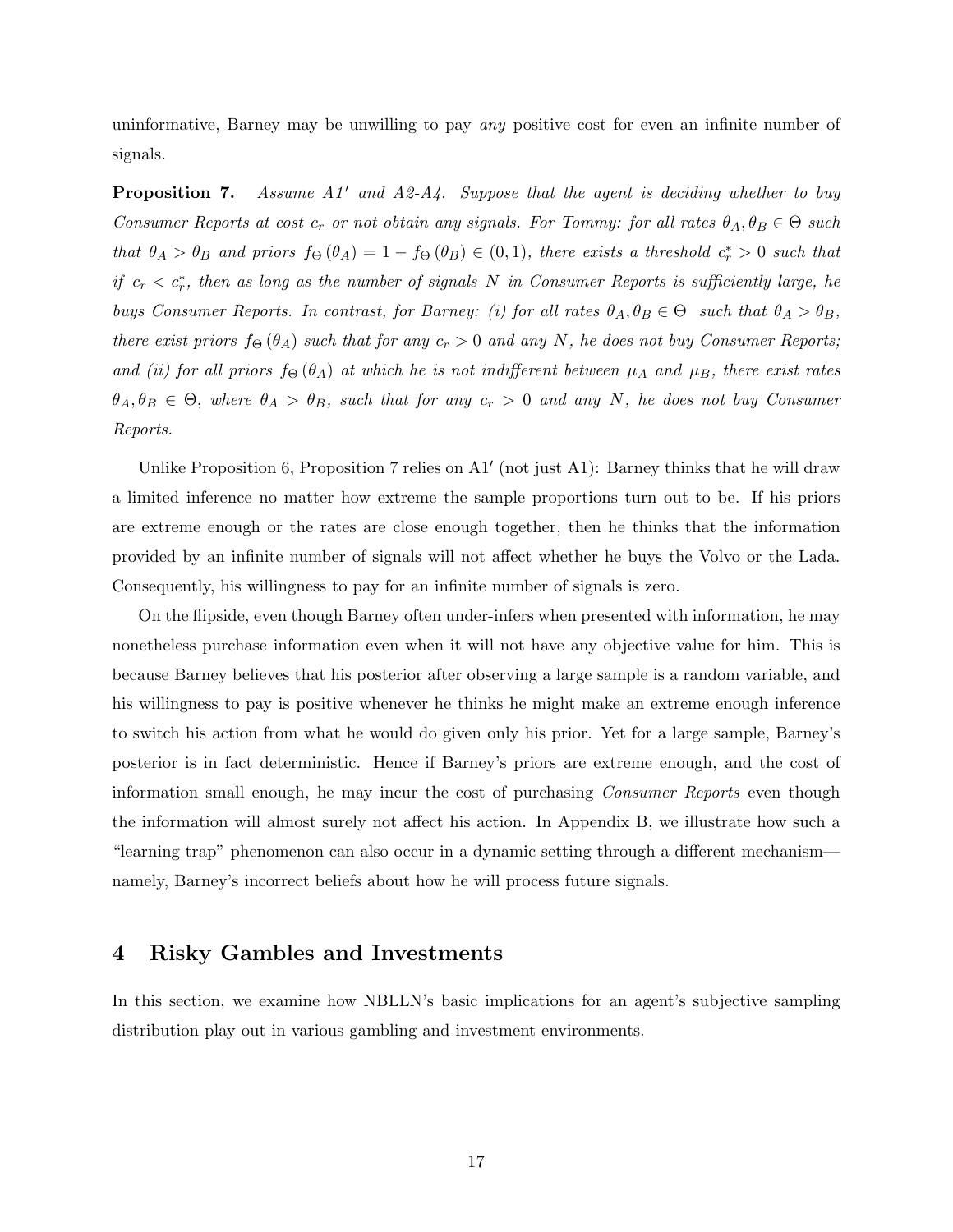uninformative, Barney may be unwilling to pay *any* positive cost for even an infinite number of signals.

**Proposition 7.** *Assume A1′ and A2-A4. Suppose that the agent is deciding whether to buy Consumer Reports at cost $c_r$ or not obtain any signals. For Tommy: for all rates $\theta_A, \theta_B \in \Theta$ such that $\theta_A > \theta_B$ and priors $f_\Theta(\theta_A) = 1 - f_\Theta(\theta_B) \in (0,1)$, there exists a threshold $c_r^* > 0$ such that if $c_r < c_r^*$, then as long as the number of signals $N$ in Consumer Reports is sufficiently large, he buys Consumer Reports. In contrast, for Barney: (i) for all rates $\theta_A, \theta_B \in \Theta$ such that $\theta_A > \theta_B$, there exist priors $f_\Theta(\theta_A)$ such that for any $c_r > 0$ and any $N$, he does not buy Consumer Reports; and (ii) for all priors $f_\Theta(\theta_A)$ at which he is not indifferent between $\mu_A$ and $\mu_B$, there exist rates $\theta_A, \theta_B \in \Theta$, where $\theta_A > \theta_B$, such that for any $c_r > 0$ and any $N$, he does not buy Consumer Reports.*

Unlike Proposition 6, Proposition 7 relies on A1′ (not just A1): Barney thinks that he will draw a limited inference no matter how extreme the sample proportions turn out to be. If his priors are extreme enough or the rates are close enough together, then he thinks that the information provided by an infinite number of signals will not affect whether he buys the Volvo or the Lada. Consequently, his willingness to pay for an infinite number of signals is zero.

On the flipside, even though Barney often under-infers when presented with information, he may nonetheless purchase information even when it will not have any objective value for him. This is because Barney believes that his posterior after observing a large sample is a random variable, and his willingness to pay is positive whenever he thinks he might make an extreme enough inference to switch his action from what he would do given only his prior. Yet for a large sample, Barney's posterior is in fact deterministic. Hence if Barney's priors are extreme enough, and the cost of information small enough, he may incur the cost of purchasing *Consumer Reports* even though the information will almost surely not affect his action. In Appendix B, we illustrate how such a "learning trap" phenomenon can also occur in a dynamic setting through a different mechanism—namely, Barney's incorrect beliefs about how he will process future signals.

## 4 Risky Gambles and Investments

In this section, we examine how NBLLN's basic implications for an agent's subjective sampling distribution play out in various gambling and investment environments.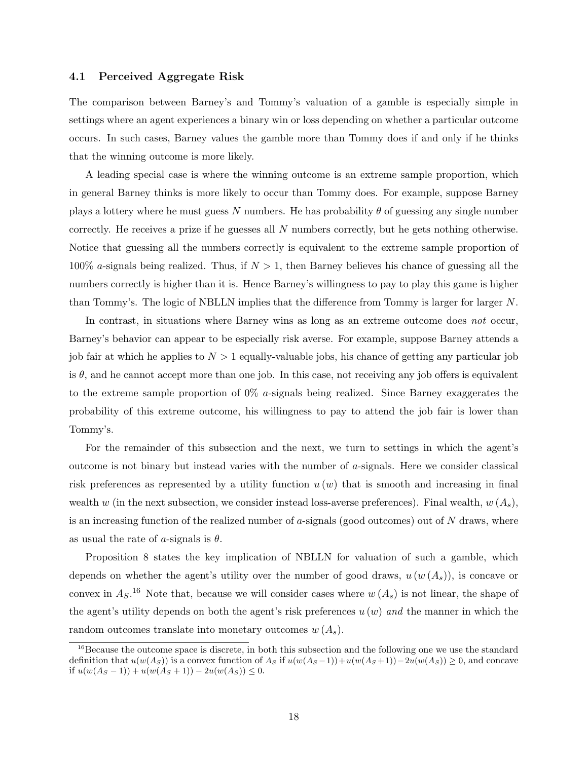### 4.1 Perceived Aggregate Risk

The comparison between Barney's and Tommy's valuation of a gamble is especially simple in settings where an agent experiences a binary win or loss depending on whether a particular outcome occurs. In such cases, Barney values the gamble more than Tommy does if and only if he thinks that the winning outcome is more likely.

A leading special case is where the winning outcome is an extreme sample proportion, which in general Barney thinks is more likely to occur than Tommy does. For example, suppose Barney plays a lottery where he must guess $N$ numbers. He has probability $\theta$ of guessing any single number correctly. He receives a prize if he guesses all $N$ numbers correctly, but he gets nothing otherwise. Notice that guessing all the numbers correctly is equivalent to the extreme sample proportion of 100% $a$-signals being realized. Thus, if $N > 1$, then Barney believes his chance of guessing all the numbers correctly is higher than it is. Hence Barney's willingness to pay to play this game is higher than Tommy's. The logic of NBLLN implies that the difference from Tommy is larger for larger $N$.

In contrast, in situations where Barney wins as long as an extreme outcome does *not* occur, Barney's behavior can appear to be especially risk averse. For example, suppose Barney attends a job fair at which he applies to $N > 1$ equally-valuable jobs, his chance of getting any particular job is $\theta$, and he cannot accept more than one job. In this case, not receiving any job offers is equivalent to the extreme sample proportion of 0% $a$-signals being realized. Since Barney exaggerates the probability of this extreme outcome, his willingness to pay to attend the job fair is lower than Tommy's.

For the remainder of this subsection and the next, we turn to settings in which the agent's outcome is not binary but instead varies with the number of $a$-signals. Here we consider classical risk preferences as represented by a utility function $u(w)$ that is smooth and increasing in final wealth $w$ (in the next subsection, we consider instead loss-averse preferences). Final wealth, $w(A_s)$, is an increasing function of the realized number of $a$-signals (good outcomes) out of $N$ draws, where as usual the rate of $a$-signals is $\theta$.

Proposition 8 states the key implication of NBLLN for valuation of such a gamble, which depends on whether the agent's utility over the number of good draws, $u(w(A_s))$, is concave or convex in $A_S$.[16] Note that, because we will consider cases where $w(A_s)$ is not linear, the shape of the agent's utility depends on both the agent's risk preferences $u(w)$ *and* the manner in which the random outcomes translate into monetary outcomes $w(A_s)$.

[16] Because the outcome space is discrete, in both this subsection and the following one we use the standard definition that $u(w(A_S))$ is a convex function of $A_S$ if $u(w(A_S - 1)) + u(w(A_S + 1)) - 2u(w(A_S)) \geq 0$, and concave if $u(w(A_S - 1)) + u(w(A_S + 1)) - 2u(w(A_S)) \leq 0$.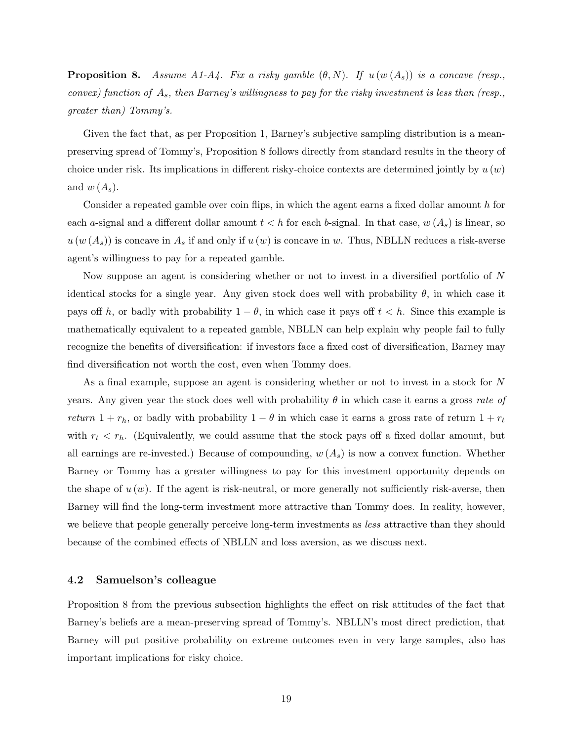**Proposition 8.** *Assume A1-A4. Fix a risky gamble $(\theta, N)$. If $u(w(A_s))$ is a concave (resp., convex) function of $A_s$, then Barney's willingness to pay for the risky investment is less than (resp., greater than) Tommy's.*

Given the fact that, as per Proposition 1, Barney's subjective sampling distribution is a mean-preserving spread of Tommy's, Proposition 8 follows directly from standard results in the theory of choice under risk. Its implications in different risky-choice contexts are determined jointly by $u(w)$ and $w(A_s)$.

Consider a repeated gamble over coin flips, in which the agent earns a fixed dollar amount $h$ for each $a$-signal and a different dollar amount $t < h$ for each $b$-signal. In that case, $w(A_s)$ is linear, so $u(w(A_s))$ is concave in $A_s$ if and only if $u(w)$ is concave in $w$. Thus, NBLLN reduces a risk-averse agent's willingness to pay for a repeated gamble.

Now suppose an agent is considering whether or not to invest in a diversified portfolio of $N$ identical stocks for a single year. Any given stock does well with probability $\theta$, in which case it pays off $h$, or badly with probability $1 - \theta$, in which case it pays off $t < h$. Since this example is mathematically equivalent to a repeated gamble, NBLLN can help explain why people fail to fully recognize the benefits of diversification: if investors face a fixed cost of diversification, Barney may find diversification not worth the cost, even when Tommy does.

As a final example, suppose an agent is considering whether or not to invest in a stock for $N$ years. Any given year the stock does well with probability $\theta$ in which case it earns a gross *rate of return* $1 + r_h$, or badly with probability $1 - \theta$ in which case it earns a gross rate of return $1 + r_t$ with $r_t < r_h$. (Equivalently, we could assume that the stock pays off a fixed dollar amount, but all earnings are re-invested.) Because of compounding, $w(A_s)$ is now a convex function. Whether Barney or Tommy has a greater willingness to pay for this investment opportunity depends on the shape of $u(w)$. If the agent is risk-neutral, or more generally not sufficiently risk-averse, then Barney will find the long-term investment more attractive than Tommy does. In reality, however, we believe that people generally perceive long-term investments as *less* attractive than they should because of the combined effects of NBLLN and loss aversion, as we discuss next.

### 4.2 Samuelson's colleague

Proposition 8 from the previous subsection highlights the effect on risk attitudes of the fact that Barney's beliefs are a mean-preserving spread of Tommy's. NBLLN's most direct prediction, that Barney will put positive probability on extreme outcomes even in very large samples, also has important implications for risky choice.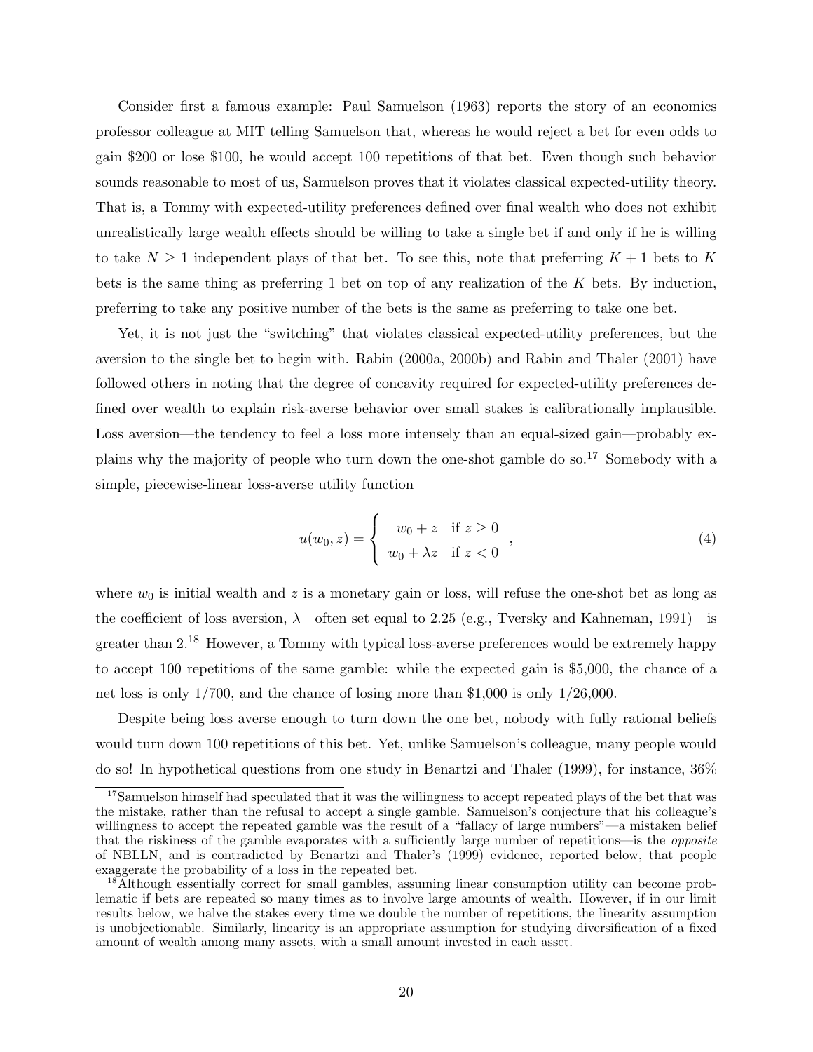Consider first a famous example: Paul Samuelson (1963) reports the story of an economics professor colleague at MIT telling Samuelson that, whereas he would reject a bet for even odds to gain \$200 or lose \$100, he would accept 100 repetitions of that bet. Even though such behavior sounds reasonable to most of us, Samuelson proves that it violates classical expected-utility theory. That is, a Tommy with expected-utility preferences defined over final wealth who does not exhibit unrealistically large wealth effects should be willing to take a single bet if and only if he is willing to take $N \geq 1$ independent plays of that bet. To see this, note that preferring $K+1$ bets to $K$ bets is the same thing as preferring 1 bet on top of any realization of the $K$ bets. By induction, preferring to take any positive number of the bets is the same as preferring to take one bet.

Yet, it is not just the "switching" that violates classical expected-utility preferences, but the aversion to the single bet to begin with. Rabin (2000a, 2000b) and Rabin and Thaler (2001) have followed others in noting that the degree of concavity required for expected-utility preferences defined over wealth to explain risk-averse behavior over small stakes is calibrationally implausible. Loss aversion—the tendency to feel a loss more intensely than an equal-sized gain—probably explains why the majority of people who turn down the one-shot gamble do so.[17] Somebody with a simple, piecewise-linear loss-averse utility function

$$u(w_0, z) = \begin{cases} w_0 + z & \text{if } z \geq 0 \\ w_0 + \lambda z & \text{if } z < 0 \end{cases}, \tag{4}$$

where $w_0$ is initial wealth and $z$ is a monetary gain or loss, will refuse the one-shot bet as long as the coefficient of loss aversion, $\lambda$—often set equal to 2.25 (e.g., Tversky and Kahneman, 1991)—is greater than 2.[18] However, a Tommy with typical loss-averse preferences would be extremely happy to accept 100 repetitions of the same gamble: while the expected gain is \$5,000, the chance of a net loss is only 1/700, and the chance of losing more than \$1,000 is only 1/26,000.

Despite being loss averse enough to turn down the one bet, nobody with fully rational beliefs would turn down 100 repetitions of this bet. Yet, unlike Samuelson's colleague, many people would do so! In hypothetical questions from one study in Benartzi and Thaler (1999), for instance, 36%

---

[17] Samuelson himself had speculated that it was the willingness to accept repeated plays of the bet that was the mistake, rather than the refusal to accept a single gamble. Samuelson's conjecture that his colleague's willingness to accept the repeated gamble was the result of a "fallacy of large numbers"—a mistaken belief that the riskiness of the gamble evaporates with a sufficiently large number of repetitions—is the *opposite* of NBLLN, and is contradicted by Benartzi and Thaler's (1999) evidence, reported below, that people exaggerate the probability of a loss in the repeated bet.

[18] Although essentially correct for small gambles, assuming linear consumption utility can become problematic if bets are repeated so many times as to involve large amounts of wealth. However, if in our limit results below, we halve the stakes every time we double the number of repetitions, the linearity assumption is unobjectionable. Similarly, linearity is an appropriate assumption for studying diversification of a fixed amount of wealth among many assets, with a small amount invested in each asset.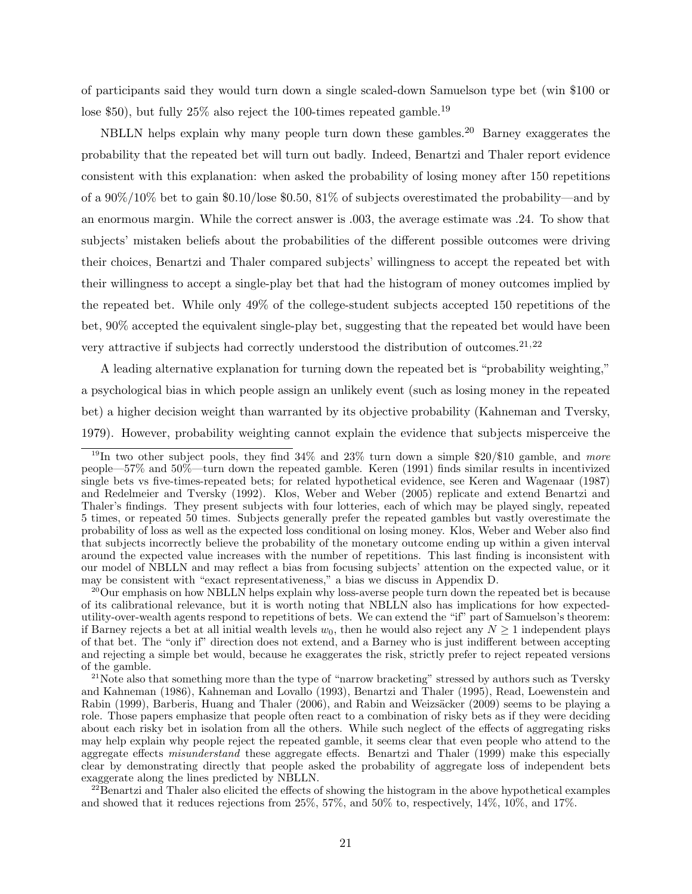of participants said they would turn down a single scaled-down Samuelson type bet (win \$100 or lose \$50), but fully 25% also reject the 100-times repeated gamble.[19]

NBLLN helps explain why many people turn down these gambles.[20] Barney exaggerates the probability that the repeated bet will turn out badly. Indeed, Benartzi and Thaler report evidence consistent with this explanation: when asked the probability of losing money after 150 repetitions of a 90%/10% bet to gain \$0.10/lose \$0.50, 81% of subjects overestimated the probability—and by an enormous margin. While the correct answer is .003, the average estimate was .24. To show that subjects' mistaken beliefs about the probabilities of the different possible outcomes were driving their choices, Benartzi and Thaler compared subjects' willingness to accept the repeated bet with their willingness to accept a single-play bet that had the histogram of money outcomes implied by the repeated bet. While only 49% of the college-student subjects accepted 150 repetitions of the bet, 90% accepted the equivalent single-play bet, suggesting that the repeated bet would have been very attractive if subjects had correctly understood the distribution of outcomes.[21,22]

A leading alternative explanation for turning down the repeated bet is "probability weighting," a psychological bias in which people assign an unlikely event (such as losing money in the repeated bet) a higher decision weight than warranted by its objective probability (Kahneman and Tversky, 1979). However, probability weighting cannot explain the evidence that subjects misperceive the

[19] In two other subject pools, they find 34% and 23% turn down a simple \$20/\$10 gamble, and *more* people—57% and 50%—turn down the repeated gamble. Keren (1991) finds similar results in incentivized single bets vs five-times-repeated bets; for related hypothetical evidence, see Keren and Wagenaar (1987) and Redelmeier and Tversky (1992). Klos, Weber and Weber (2005) replicate and extend Benartzi and Thaler's findings. They present subjects with four lotteries, each of which may be played singly, repeated 5 times, or repeated 50 times. Subjects generally prefer the repeated gambles but vastly overestimate the probability of loss as well as the expected loss conditional on losing money. Klos, Weber and Weber also find that subjects incorrectly believe the probability of the monetary outcome ending up within a given interval around the expected value increases with the number of repetitions. This last finding is inconsistent with our model of NBLLN and may reflect a bias from focusing subjects' attention on the expected value, or it may be consistent with "exact representativeness," a bias we discuss in Appendix D.

[20] Our emphasis on how NBLLN helps explain why loss-averse people turn down the repeated bet is because of its calibrational relevance, but it is worth noting that NBLLN also has implications for how expected-utility-over-wealth agents respond to repetitions of bets. We can extend the "if" part of Samuelson's theorem: if Barney rejects a bet at all initial wealth levels $w_0$, then he would also reject any $N \geq 1$ independent plays of that bet. The "only if" direction does not extend, and a Barney who is just indifferent between accepting and rejecting a simple bet would, because he exaggerates the risk, strictly prefer to reject repeated versions of the gamble.

[21] Note also that something more than the type of "narrow bracketing" stressed by authors such as Tversky and Kahneman (1986), Kahneman and Lovallo (1993), Benartzi and Thaler (1995), Read, Loewenstein and Rabin (1999), Barberis, Huang and Thaler (2006), and Rabin and Weizsäcker (2009) seems to be playing a role. Those papers emphasize that people often react to a combination of risky bets as if they were deciding about each risky bet in isolation from all the others. While such neglect of the effects of aggregating risks may help explain why people reject the repeated gamble, it seems clear that even people who attend to the aggregate effects *misunderstand* these aggregate effects. Benartzi and Thaler (1999) make this especially clear by demonstrating directly that people asked the probability of aggregate loss of independent bets exaggerate along the lines predicted by NBLLN.

[22] Benartzi and Thaler also elicited the effects of showing the histogram in the above hypothetical examples and showed that it reduces rejections from 25%, 57%, and 50% to, respectively, 14%, 10%, and 17%.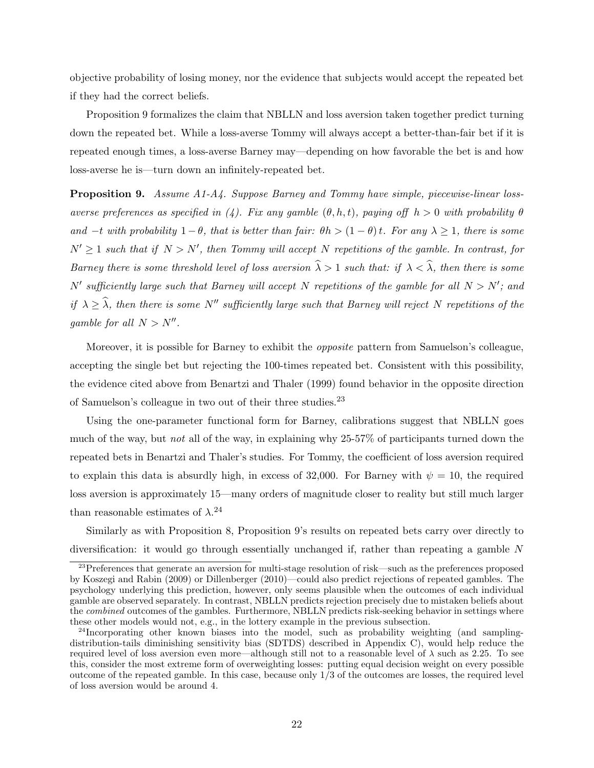objective probability of losing money, nor the evidence that subjects would accept the repeated bet if they had the correct beliefs.

Proposition 9 formalizes the claim that NBLLN and loss aversion taken together predict turning down the repeated bet. While a loss-averse Tommy will always accept a better-than-fair bet if it is repeated enough times, a loss-averse Barney may—depending on how favorable the bet is and how loss-averse he is—turn down an infinitely-repeated bet.

**Proposition 9.** *Assume A1-A4. Suppose Barney and Tommy have simple, piecewise-linear loss-averse preferences as specified in (4). Fix any gamble $(\theta, h, t)$, paying off $h > 0$ with probability $\theta$ and $-t$ with probability $1 - \theta$, that is better than fair: $\theta h > (1 - \theta) t$. For any $\lambda \geq 1$, there is some $N' \geq 1$ such that if $N > N'$, then Tommy will accept $N$ repetitions of the gamble. In contrast, for Barney there is some threshold level of loss aversion $\widehat{\lambda} > 1$ such that: if $\lambda < \widehat{\lambda}$, then there is some $N'$ sufficiently large such that Barney will accept $N$ repetitions of the gamble for all $N > N'$; and if $\lambda \geq \widehat{\lambda}$, then there is some $N''$ sufficiently large such that Barney will reject $N$ repetitions of the gamble for all $N > N''$.*

Moreover, it is possible for Barney to exhibit the *opposite* pattern from Samuelson's colleague, accepting the single bet but rejecting the 100-times repeated bet. Consistent with this possibility, the evidence cited above from Benartzi and Thaler (1999) found behavior in the opposite direction of Samuelson's colleague in two out of their three studies.[23]

Using the one-parameter functional form for Barney, calibrations suggest that NBLLN goes much of the way, but *not* all of the way, in explaining why 25-57% of participants turned down the repeated bets in Benartzi and Thaler's studies. For Tommy, the coefficient of loss aversion required to explain this data is absurdly high, in excess of 32,000. For Barney with $\psi = 10$, the required loss aversion is approximately 15—many orders of magnitude closer to reality but still much larger than reasonable estimates of $\lambda$.[24]

Similarly as with Proposition 8, Proposition 9's results on repeated bets carry over directly to diversification: it would go through essentially unchanged if, rather than repeating a gamble $N$

[23] Preferences that generate an aversion for multi-stage resolution of risk—such as the preferences proposed by Koszegi and Rabin (2009) or Dillenberger (2010)—could also predict rejections of repeated gambles. The psychology underlying this prediction, however, only seems plausible when the outcomes of each individual gamble are observed separately. In contrast, NBLLN predicts rejection precisely due to mistaken beliefs about the *combined* outcomes of the gambles. Furthermore, NBLLN predicts risk-seeking behavior in settings where these other models would not, e.g., in the lottery example in the previous subsection.

[24] Incorporating other known biases into the model, such as probability weighting (and sampling-distribution-tails diminishing sensitivity bias (SDTDS) described in Appendix C), would help reduce the required level of loss aversion even more—although still not to a reasonable level of $\lambda$ such as 2.25. To see this, consider the most extreme form of overweighting losses: putting equal decision weight on every possible outcome of the repeated gamble. In this case, because only 1/3 of the outcomes are losses, the required level of loss aversion would be around 4.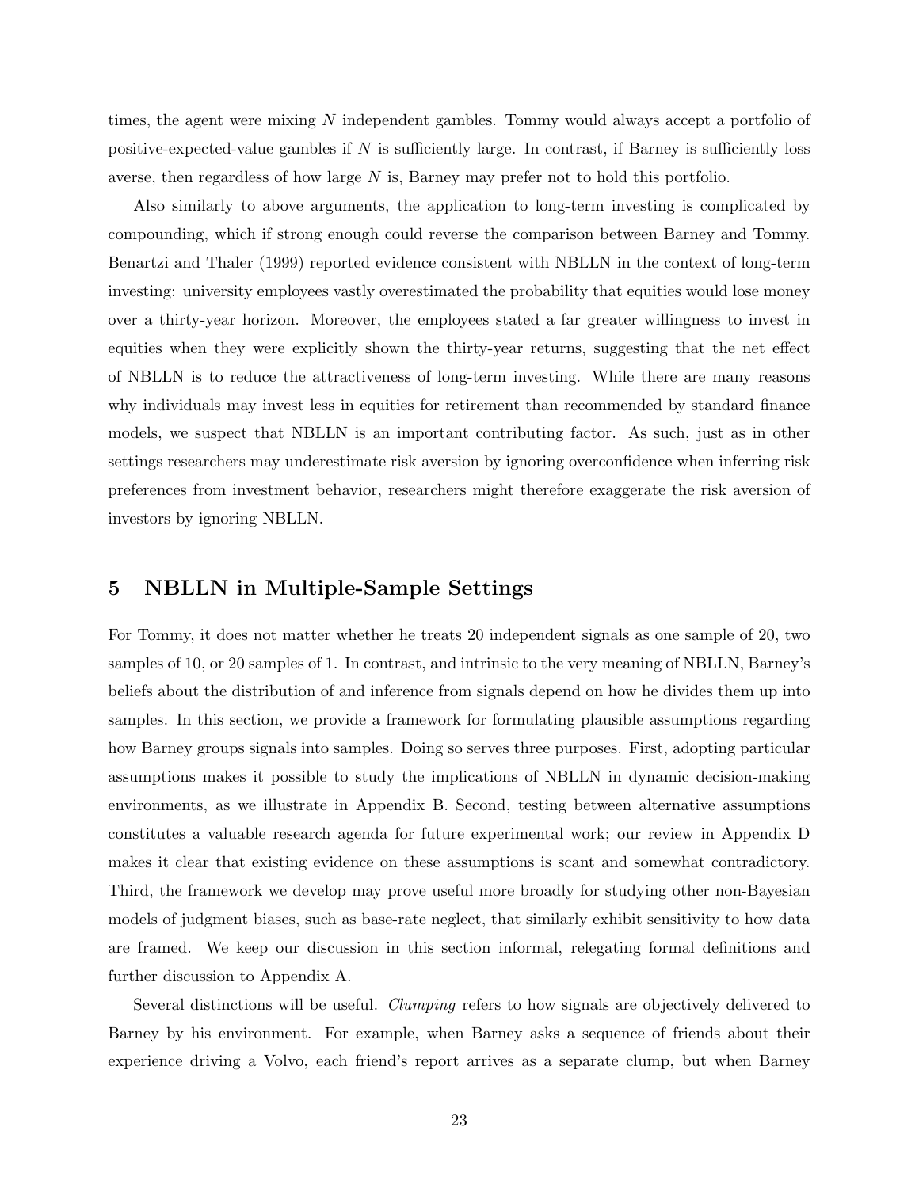times, the agent were mixing $N$ independent gambles. Tommy would always accept a portfolio of positive-expected-value gambles if $N$ is sufficiently large. In contrast, if Barney is sufficiently loss averse, then regardless of how large $N$ is, Barney may prefer not to hold this portfolio.

Also similarly to above arguments, the application to long-term investing is complicated by compounding, which if strong enough could reverse the comparison between Barney and Tommy. Benartzi and Thaler (1999) reported evidence consistent with NBLLN in the context of long-term investing: university employees vastly overestimated the probability that equities would lose money over a thirty-year horizon. Moreover, the employees stated a far greater willingness to invest in equities when they were explicitly shown the thirty-year returns, suggesting that the net effect of NBLLN is to reduce the attractiveness of long-term investing. While there are many reasons why individuals may invest less in equities for retirement than recommended by standard finance models, we suspect that NBLLN is an important contributing factor. As such, just as in other settings researchers may underestimate risk aversion by ignoring overconfidence when inferring risk preferences from investment behavior, researchers might therefore exaggerate the risk aversion of investors by ignoring NBLLN.

## 5 NBLLN in Multiple-Sample Settings

For Tommy, it does not matter whether he treats 20 independent signals as one sample of 20, two samples of 10, or 20 samples of 1. In contrast, and intrinsic to the very meaning of NBLLN, Barney's beliefs about the distribution of and inference from signals depend on how he divides them up into samples. In this section, we provide a framework for formulating plausible assumptions regarding how Barney groups signals into samples. Doing so serves three purposes. First, adopting particular assumptions makes it possible to study the implications of NBLLN in dynamic decision-making environments, as we illustrate in Appendix B. Second, testing between alternative assumptions constitutes a valuable research agenda for future experimental work; our review in Appendix D makes it clear that existing evidence on these assumptions is scant and somewhat contradictory. Third, the framework we develop may prove useful more broadly for studying other non-Bayesian models of judgment biases, such as base-rate neglect, that similarly exhibit sensitivity to how data are framed. We keep our discussion in this section informal, relegating formal definitions and further discussion to Appendix A.

Several distinctions will be useful. *Clumping* refers to how signals are objectively delivered to Barney by his environment. For example, when Barney asks a sequence of friends about their experience driving a Volvo, each friend's report arrives as a separate clump, but when Barney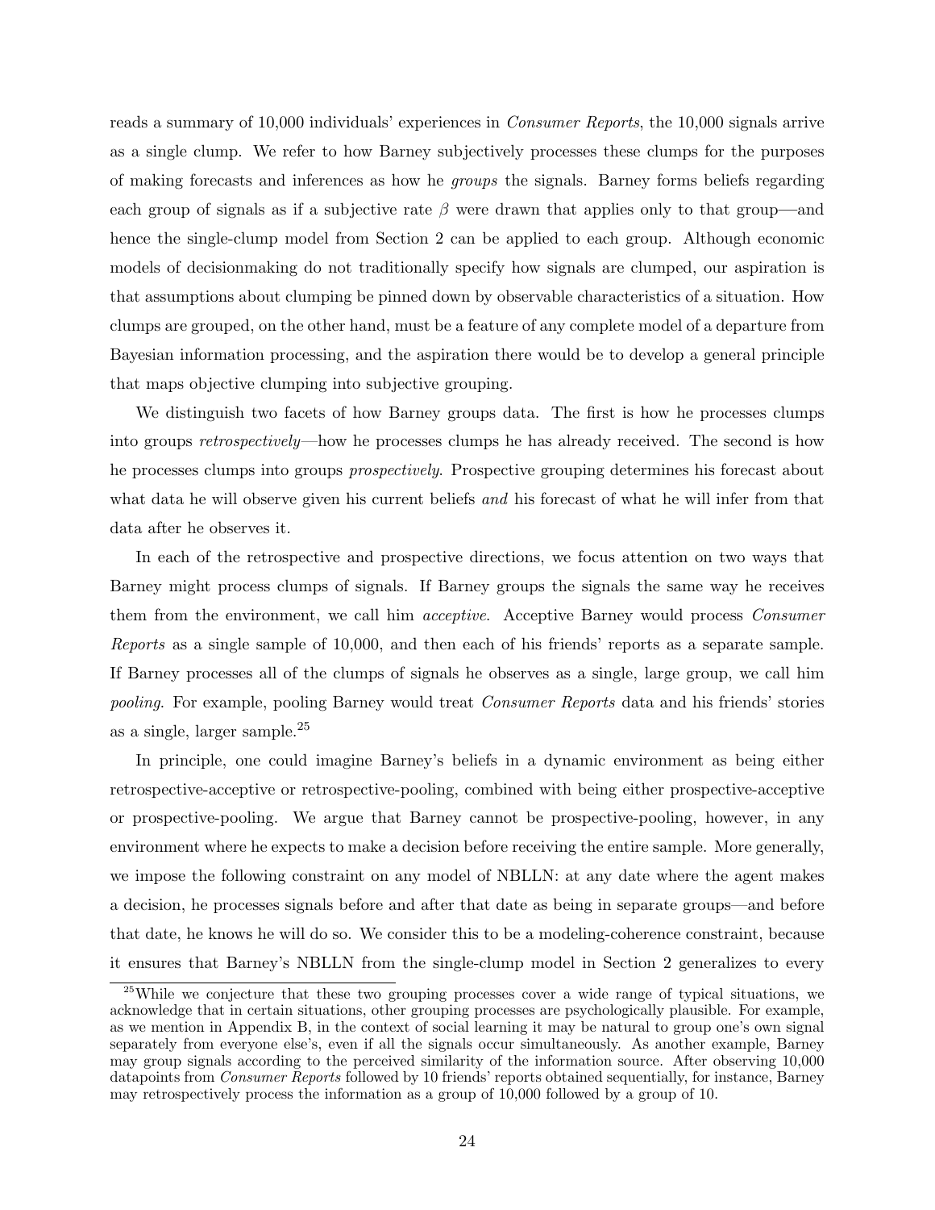reads a summary of 10,000 individuals' experiences in *Consumer Reports*, the 10,000 signals arrive as a single clump. We refer to how Barney subjectively processes these clumps for the purposes of making forecasts and inferences as how he *groups* the signals. Barney forms beliefs regarding each group of signals as if a subjective rate $\beta$ were drawn that applies only to that group—and hence the single-clump model from Section 2 can be applied to each group. Although economic models of decisionmaking do not traditionally specify how signals are clumped, our aspiration is that assumptions about clumping be pinned down by observable characteristics of a situation. How clumps are grouped, on the other hand, must be a feature of any complete model of a departure from Bayesian information processing, and the aspiration there would be to develop a general principle that maps objective clumping into subjective grouping.

We distinguish two facets of how Barney groups data. The first is how he processes clumps into groups *retrospectively*—how he processes clumps he has already received. The second is how he processes clumps into groups *prospectively*. Prospective grouping determines his forecast about what data he will observe given his current beliefs *and* his forecast of what he will infer from that data after he observes it.

In each of the retrospective and prospective directions, we focus attention on two ways that Barney might process clumps of signals. If Barney groups the signals the same way he receives them from the environment, we call him *acceptive*. Acceptive Barney would process *Consumer Reports* as a single sample of 10,000, and then each of his friends' reports as a separate sample. If Barney processes all of the clumps of signals he observes as a single, large group, we call him *pooling*. For example, pooling Barney would treat *Consumer Reports* data and his friends' stories as a single, larger sample.[25]

In principle, one could imagine Barney's beliefs in a dynamic environment as being either retrospective-acceptive or retrospective-pooling, combined with being either prospective-acceptive or prospective-pooling. We argue that Barney cannot be prospective-pooling, however, in any environment where he expects to make a decision before receiving the entire sample. More generally, we impose the following constraint on any model of NBLLN: at any date where the agent makes a decision, he processes signals before and after that date as being in separate groups—and before that date, he knows he will do so. We consider this to be a modeling-coherence constraint, because it ensures that Barney's NBLLN from the single-clump model in Section 2 generalizes to every

[25] While we conjecture that these two grouping processes cover a wide range of typical situations, we acknowledge that in certain situations, other grouping processes are psychologically plausible. For example, as we mention in Appendix B, in the context of social learning it may be natural to group one's own signal separately from everyone else's, even if all the signals occur simultaneously. As another example, Barney may group signals according to the perceived similarity of the information source. After observing 10,000 datapoints from *Consumer Reports* followed by 10 friends' reports obtained sequentially, for instance, Barney may retrospectively process the information as a group of 10,000 followed by a group of 10.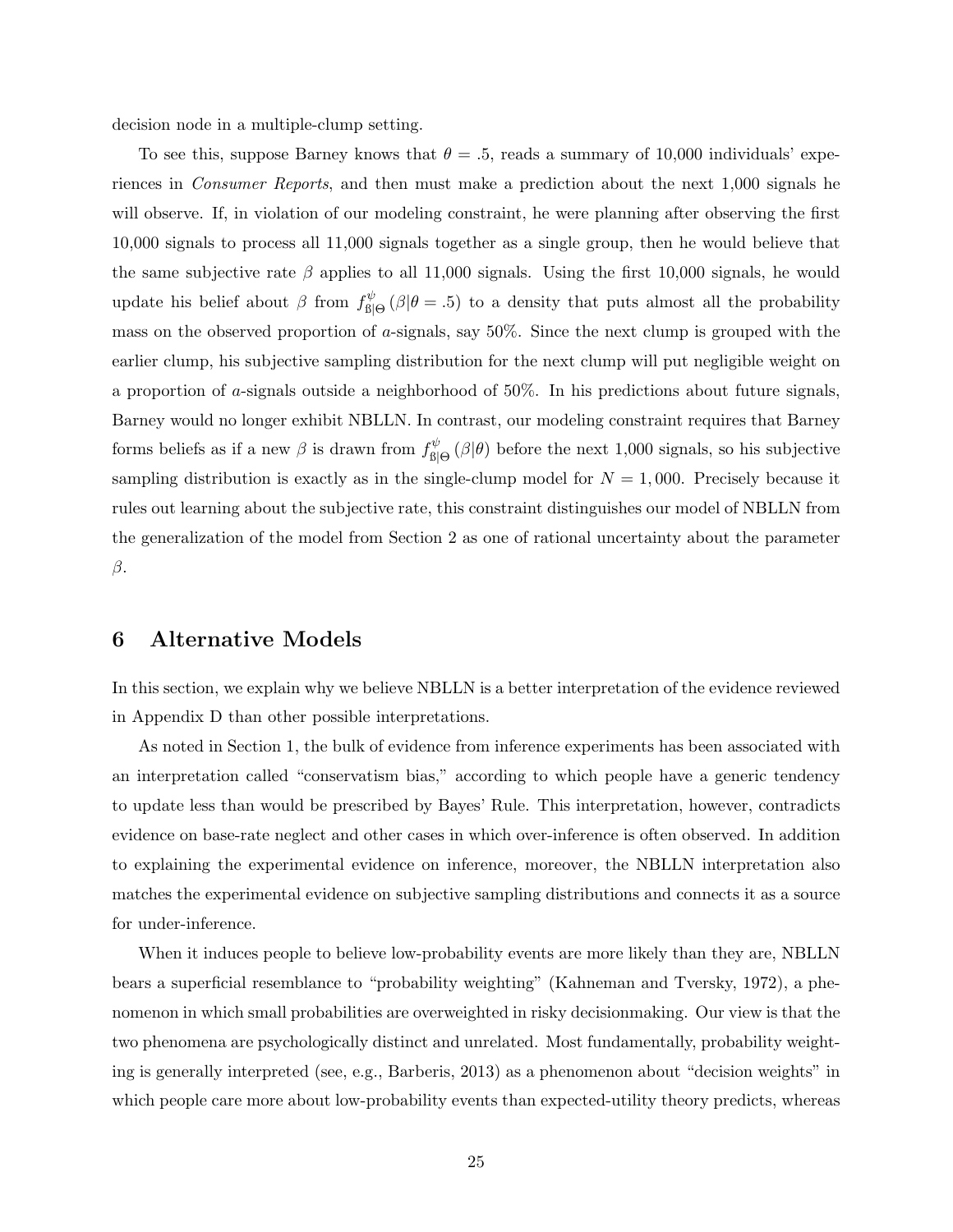decision node in a multiple-clump setting.

To see this, suppose Barney knows that $\theta = .5$, reads a summary of 10,000 individuals' experiences in *Consumer Reports*, and then must make a prediction about the next 1,000 signals he will observe. If, in violation of our modeling constraint, he were planning after observing the first 10,000 signals to process all 11,000 signals together as a single group, then he would believe that the same subjective rate $\beta$ applies to all 11,000 signals. Using the first 10,000 signals, he would update his belief about $\beta$ from $f^{\psi}_{\text{ß}|\Theta}(\beta|\theta = .5)$ to a density that puts almost all the probability mass on the observed proportion of $a$-signals, say 50%. Since the next clump is grouped with the earlier clump, his subjective sampling distribution for the next clump will put negligible weight on a proportion of $a$-signals outside a neighborhood of 50%. In his predictions about future signals, Barney would no longer exhibit NBLLN. In contrast, our modeling constraint requires that Barney forms beliefs as if a new $\beta$ is drawn from $f^{\psi}_{\text{ß}|\Theta}(\beta|\theta)$ before the next 1,000 signals, so his subjective sampling distribution is exactly as in the single-clump model for $N = 1,000$. Precisely because it rules out learning about the subjective rate, this constraint distinguishes our model of NBLLN from the generalization of the model from Section 2 as one of rational uncertainty about the parameter $\beta$.

## 6 Alternative Models

In this section, we explain why we believe NBLLN is a better interpretation of the evidence reviewed in Appendix D than other possible interpretations.

As noted in Section 1, the bulk of evidence from inference experiments has been associated with an interpretation called "conservatism bias," according to which people have a generic tendency to update less than would be prescribed by Bayes' Rule. This interpretation, however, contradicts evidence on base-rate neglect and other cases in which over-inference is often observed. In addition to explaining the experimental evidence on inference, moreover, the NBLLN interpretation also matches the experimental evidence on subjective sampling distributions and connects it as a source for under-inference.

When it induces people to believe low-probability events are more likely than they are, NBLLN bears a superficial resemblance to "probability weighting" (Kahneman and Tversky, 1972), a phenomenon in which small probabilities are overweighted in risky decisionmaking. Our view is that the two phenomena are psychologically distinct and unrelated. Most fundamentally, probability weighting is generally interpreted (see, e.g., Barberis, 2013) as a phenomenon about "decision weights" in which people care more about low-probability events than expected-utility theory predicts, whereas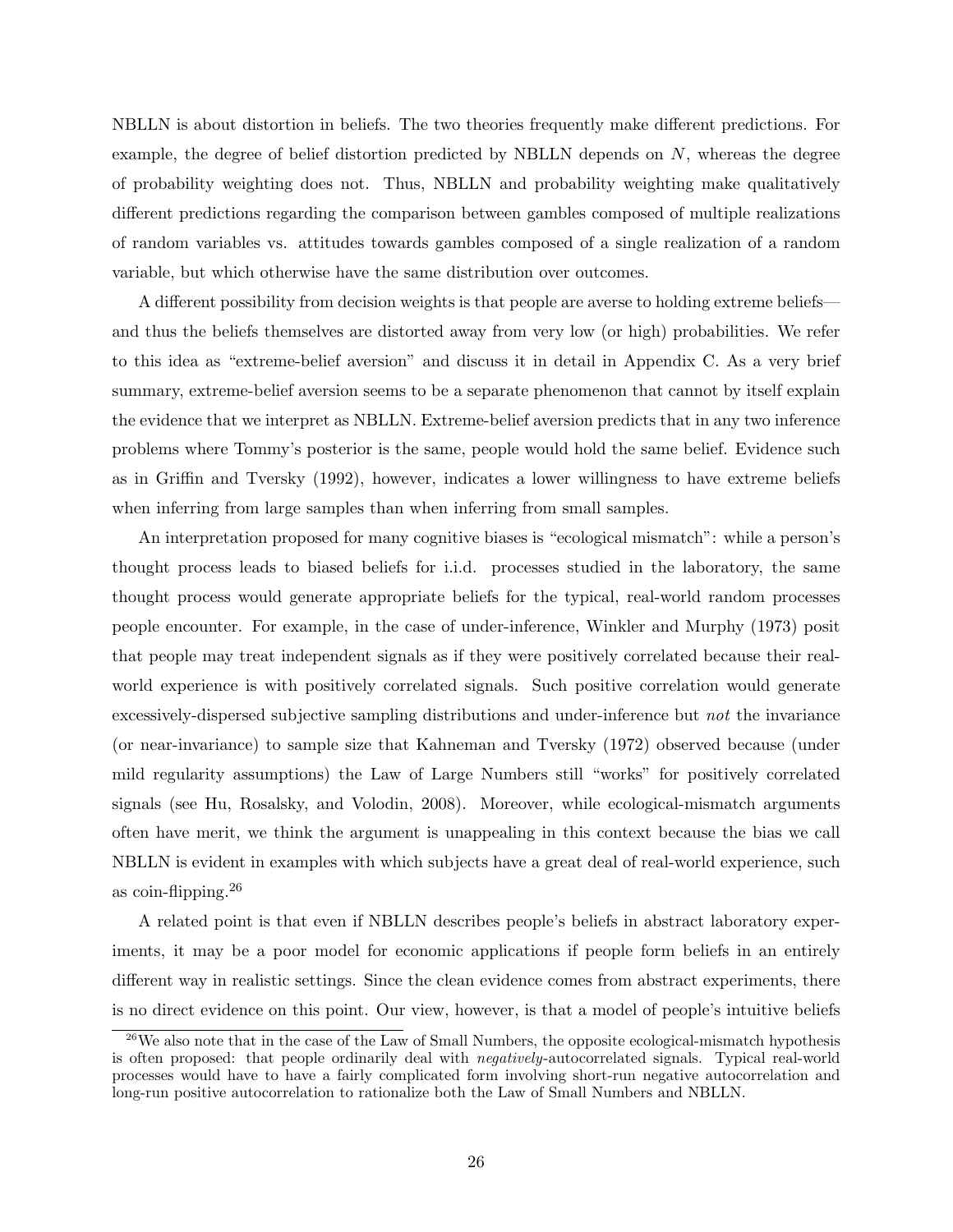NBLLN is about distortion in beliefs. The two theories frequently make different predictions. For example, the degree of belief distortion predicted by NBLLN depends on $N$, whereas the degree of probability weighting does not. Thus, NBLLN and probability weighting make qualitatively different predictions regarding the comparison between gambles composed of multiple realizations of random variables vs. attitudes towards gambles composed of a single realization of a random variable, but which otherwise have the same distribution over outcomes.

A different possibility from decision weights is that people are averse to holding extreme beliefs—and thus the beliefs themselves are distorted away from very low (or high) probabilities. We refer to this idea as "extreme-belief aversion" and discuss it in detail in Appendix C. As a very brief summary, extreme-belief aversion seems to be a separate phenomenon that cannot by itself explain the evidence that we interpret as NBLLN. Extreme-belief aversion predicts that in any two inference problems where Tommy's posterior is the same, people would hold the same belief. Evidence such as in Griffin and Tversky (1992), however, indicates a lower willingness to have extreme beliefs when inferring from large samples than when inferring from small samples.

An interpretation proposed for many cognitive biases is "ecological mismatch": while a person's thought process leads to biased beliefs for i.i.d. processes studied in the laboratory, the same thought process would generate appropriate beliefs for the typical, real-world random processes people encounter. For example, in the case of under-inference, Winkler and Murphy (1973) posit that people may treat independent signals as if they were positively correlated because their real-world experience is with positively correlated signals. Such positive correlation would generate excessively-dispersed subjective sampling distributions and under-inference but *not* the invariance (or near-invariance) to sample size that Kahneman and Tversky (1972) observed because (under mild regularity assumptions) the Law of Large Numbers still "works" for positively correlated signals (see Hu, Rosalsky, and Volodin, 2008). Moreover, while ecological-mismatch arguments often have merit, we think the argument is unappealing in this context because the bias we call NBLLN is evident in examples with which subjects have a great deal of real-world experience, such as coin-flipping.[26]

A related point is that even if NBLLN describes people's beliefs in abstract laboratory experiments, it may be a poor model for economic applications if people form beliefs in an entirely different way in realistic settings. Since the clean evidence comes from abstract experiments, there is no direct evidence on this point. Our view, however, is that a model of people's intuitive beliefs

[26]We also note that in the case of the Law of Small Numbers, the opposite ecological-mismatch hypothesis is often proposed: that people ordinarily deal with *negatively*-autocorrelated signals. Typical real-world processes would have to have a fairly complicated form involving short-run negative autocorrelation and long-run positive autocorrelation to rationalize both the Law of Small Numbers and NBLLN.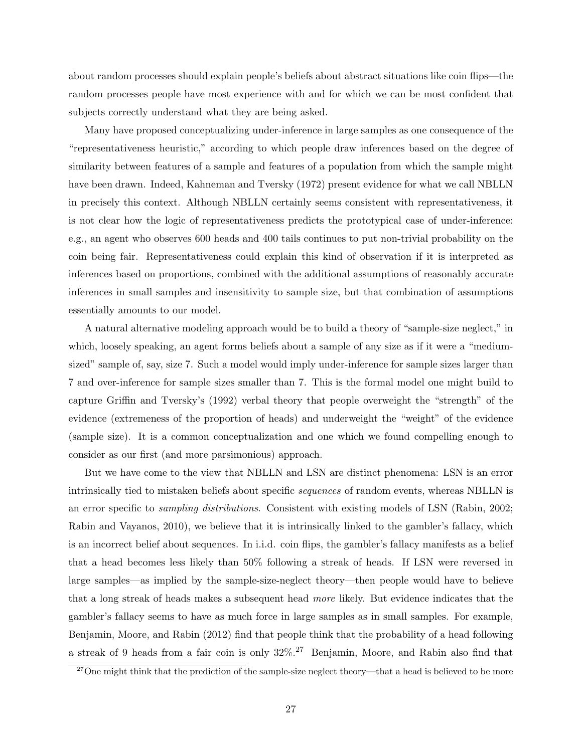about random processes should explain people's beliefs about abstract situations like coin flips—the random processes people have most experience with and for which we can be most confident that subjects correctly understand what they are being asked.

Many have proposed conceptualizing under-inference in large samples as one consequence of the "representativeness heuristic," according to which people draw inferences based on the degree of similarity between features of a sample and features of a population from which the sample might have been drawn. Indeed, Kahneman and Tversky (1972) present evidence for what we call NBLLN in precisely this context. Although NBLLN certainly seems consistent with representativeness, it is not clear how the logic of representativeness predicts the prototypical case of under-inference: e.g., an agent who observes 600 heads and 400 tails continues to put non-trivial probability on the coin being fair. Representativeness could explain this kind of observation if it is interpreted as inferences based on proportions, combined with the additional assumptions of reasonably accurate inferences in small samples and insensitivity to sample size, but that combination of assumptions essentially amounts to our model.

A natural alternative modeling approach would be to build a theory of "sample-size neglect," in which, loosely speaking, an agent forms beliefs about a sample of any size as if it were a "medium-sized" sample of, say, size 7. Such a model would imply under-inference for sample sizes larger than 7 and over-inference for sample sizes smaller than 7. This is the formal model one might build to capture Griffin and Tversky's (1992) verbal theory that people overweight the "strength" of the evidence (extremeness of the proportion of heads) and underweight the "weight" of the evidence (sample size). It is a common conceptualization and one which we found compelling enough to consider as our first (and more parsimonious) approach.

But we have come to the view that NBLLN and LSN are distinct phenomena: LSN is an error intrinsically tied to mistaken beliefs about specific *sequences* of random events, whereas NBLLN is an error specific to *sampling distributions*. Consistent with existing models of LSN (Rabin, 2002; Rabin and Vayanos, 2010), we believe that it is intrinsically linked to the gambler's fallacy, which is an incorrect belief about sequences. In i.i.d. coin flips, the gambler's fallacy manifests as a belief that a head becomes less likely than 50% following a streak of heads. If LSN were reversed in large samples—as implied by the sample-size-neglect theory—then people would have to believe that a long streak of heads makes a subsequent head *more* likely. But evidence indicates that the gambler's fallacy seems to have as much force in large samples as in small samples. For example, Benjamin, Moore, and Rabin (2012) find that people think that the probability of a head following a streak of 9 heads from a fair coin is only 32%.[27] Benjamin, Moore, and Rabin also find that

[27] One might think that the prediction of the sample-size neglect theory—that a head is believed to be more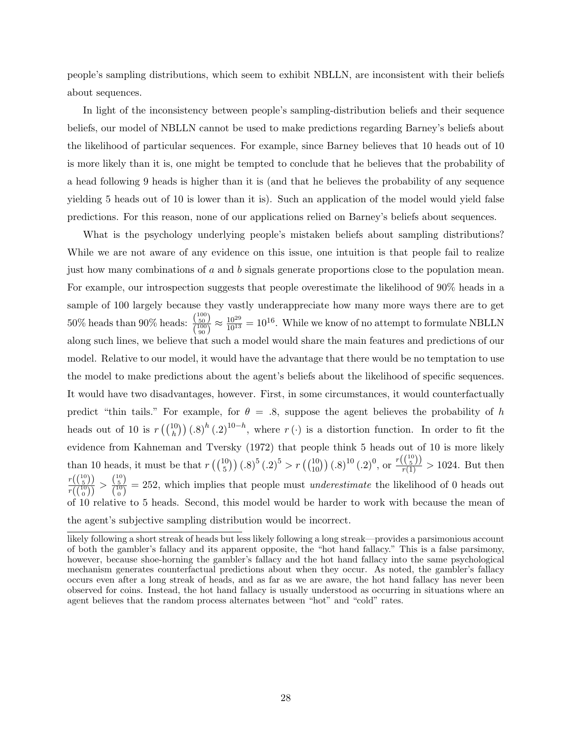people's sampling distributions, which seem to exhibit NBLLN, are inconsistent with their beliefs about sequences.

In light of the inconsistency between people's sampling-distribution beliefs and their sequence beliefs, our model of NBLLN cannot be used to make predictions regarding Barney's beliefs about the likelihood of particular sequences. For example, since Barney believes that 10 heads out of 10 is more likely than it is, one might be tempted to conclude that he believes that the probability of a head following 9 heads is higher than it is (and that he believes the probability of any sequence yielding 5 heads out of 10 is lower than it is). Such an application of the model would yield false predictions. For this reason, none of our applications relied on Barney's beliefs about sequences.

What is the psychology underlying people's mistaken beliefs about sampling distributions? While we are not aware of any evidence on this issue, one intuition is that people fail to realize just how many combinations of $a$ and $b$ signals generate proportions close to the population mean. For example, our introspection suggests that people overestimate the likelihood of 90% heads in a sample of 100 largely because they vastly underappreciate how many more ways there are to get 50% heads than 90% heads: $\frac{\binom{100}{50}}{\binom{100}{90}} \approx \frac{10^{29}}{10^{13}} = 10^{16}$. While we know of no attempt to formulate NBLLN along such lines, we believe that such a model would share the main features and predictions of our model. Relative to our model, it would have the advantage that there would be no temptation to use the model to make predictions about the agent's beliefs about the likelihood of specific sequences. It would have two disadvantages, however. First, in some circumstances, it would counterfactually predict "thin tails." For example, for $\theta = .8$, suppose the agent believes the probability of $h$ heads out of 10 is $r\left(\binom{10}{h}\right)(.8)^h(.2)^{10-h}$, where $r(\cdot)$ is a distortion function. In order to fit the evidence from Kahneman and Tversky (1972) that people think 5 heads out of 10 is more likely than 10 heads, it must be that $r\left(\binom{10}{5}\right)(.8)^5(.2)^5 > r\left(\binom{10}{10}\right)(.8)^{10}(.2)^0$, or $\frac{r\left(\binom{10}{5}\right)}{r(1)} > 1024$. But then $\frac{r\left(\binom{10}{5}\right)}{r\left(\binom{10}{0}\right)} > \frac{\binom{10}{5}}{\binom{10}{0}} = 252$, which implies that people must *underestimate* the likelihood of 0 heads out of 10 relative to 5 heads. Second, this model would be harder to work with because the mean of the agent's subjective sampling distribution would be incorrect.

likely following a short streak of heads but less likely following a long streak—provides a parsimonious account of both the gambler's fallacy and its apparent opposite, the "hot hand fallacy." This is a false parsimony, however, because shoe-horning the gambler's fallacy and the hot hand fallacy into the same psychological mechanism generates counterfactual predictions about when they occur. As noted, the gambler's fallacy occurs even after a long streak of heads, and as far as we are aware, the hot hand fallacy has never been observed for coins. Instead, the hot hand fallacy is usually understood as occurring in situations where an agent believes that the random process alternates between "hot" and "cold" rates.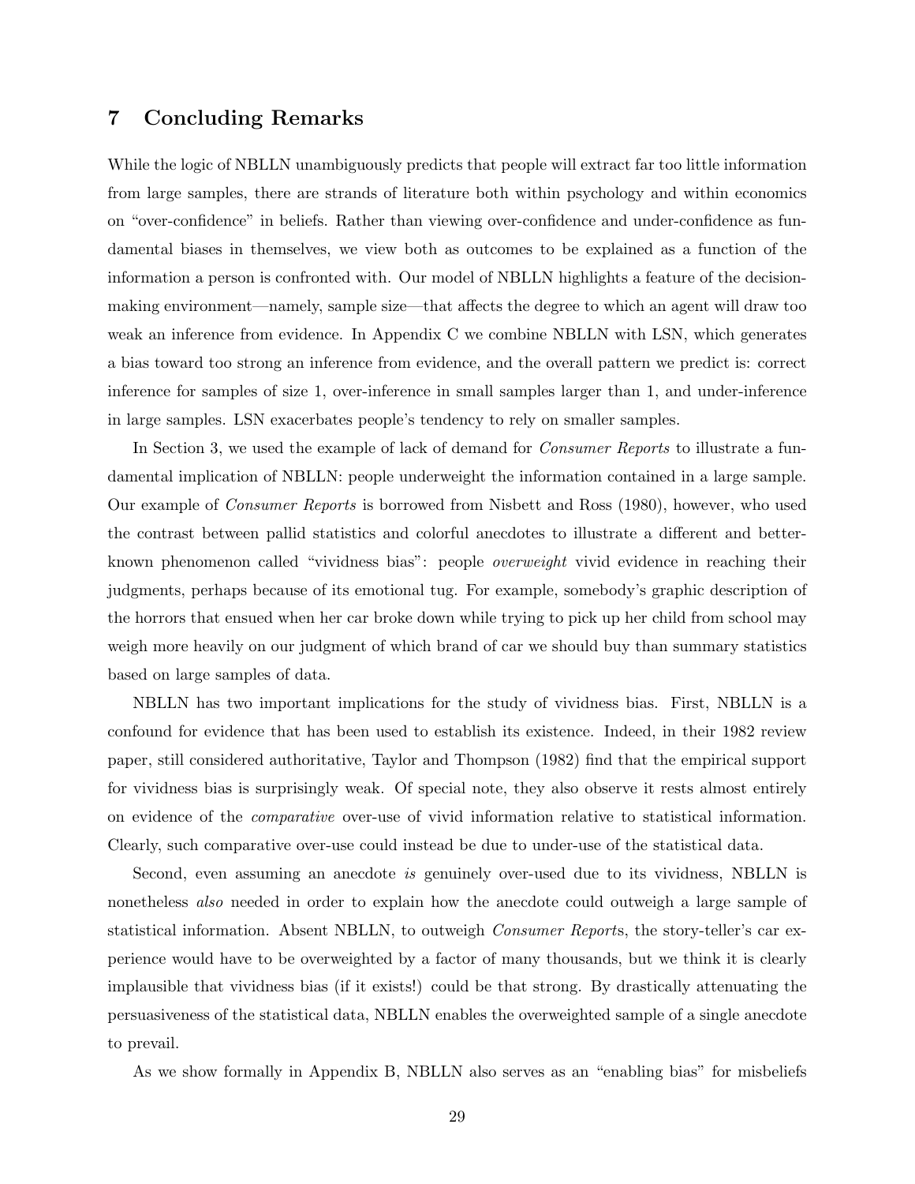## 7 Concluding Remarks

While the logic of NBLLN unambiguously predicts that people will extract far too little information from large samples, there are strands of literature both within psychology and within economics on "over-confidence" in beliefs. Rather than viewing over-confidence and under-confidence as fundamental biases in themselves, we view both as outcomes to be explained as a function of the information a person is confronted with. Our model of NBLLN highlights a feature of the decision-making environment—namely, sample size—that affects the degree to which an agent will draw too weak an inference from evidence. In Appendix C we combine NBLLN with LSN, which generates a bias toward too strong an inference from evidence, and the overall pattern we predict is: correct inference for samples of size 1, over-inference in small samples larger than 1, and under-inference in large samples. LSN exacerbates people's tendency to rely on smaller samples.

In Section 3, we used the example of lack of demand for *Consumer Reports* to illustrate a fundamental implication of NBLLN: people underweight the information contained in a large sample. Our example of *Consumer Reports* is borrowed from Nisbett and Ross (1980), however, who used the contrast between pallid statistics and colorful anecdotes to illustrate a different and better-known phenomenon called "vividness bias": people *overweight* vivid evidence in reaching their judgments, perhaps because of its emotional tug. For example, somebody's graphic description of the horrors that ensued when her car broke down while trying to pick up her child from school may weigh more heavily on our judgment of which brand of car we should buy than summary statistics based on large samples of data.

NBLLN has two important implications for the study of vividness bias. First, NBLLN is a confound for evidence that has been used to establish its existence. Indeed, in their 1982 review paper, still considered authoritative, Taylor and Thompson (1982) find that the empirical support for vividness bias is surprisingly weak. Of special note, they also observe it rests almost entirely on evidence of the *comparative* over-use of vivid information relative to statistical information. Clearly, such comparative over-use could instead be due to under-use of the statistical data.

Second, even assuming an anecdote *is* genuinely over-used due to its vividness, NBLLN is nonetheless *also* needed in order to explain how the anecdote could outweigh a large sample of statistical information. Absent NBLLN, to outweigh *Consumer Reports*, the story-teller's car experience would have to be overweighted by a factor of many thousands, but we think it is clearly implausible that vividness bias (if it exists!) could be that strong. By drastically attenuating the persuasiveness of the statistical data, NBLLN enables the overweighted sample of a single anecdote to prevail.

As we show formally in Appendix B, NBLLN also serves as an "enabling bias" for misbeliefs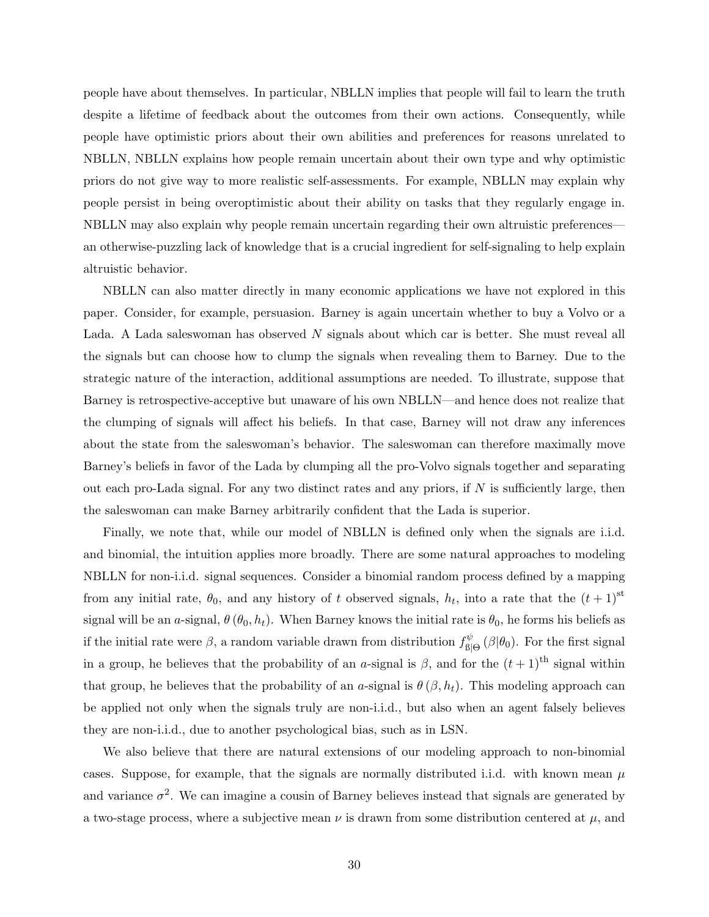people have about themselves. In particular, NBLLN implies that people will fail to learn the truth despite a lifetime of feedback about the outcomes from their own actions. Consequently, while people have optimistic priors about their own abilities and preferences for reasons unrelated to NBLLN, NBLLN explains how people remain uncertain about their own type and why optimistic priors do not give way to more realistic self-assessments. For example, NBLLN may explain why people persist in being overoptimistic about their ability on tasks that they regularly engage in. NBLLN may also explain why people remain uncertain regarding their own altruistic preferences—an otherwise-puzzling lack of knowledge that is a crucial ingredient for self-signaling to help explain altruistic behavior.

NBLLN can also matter directly in many economic applications we have not explored in this paper. Consider, for example, persuasion. Barney is again uncertain whether to buy a Volvo or a Lada. A Lada saleswoman has observed $N$ signals about which car is better. She must reveal all the signals but can choose how to clump the signals when revealing them to Barney. Due to the strategic nature of the interaction, additional assumptions are needed. To illustrate, suppose that Barney is retrospective-acceptive but unaware of his own NBLLN—and hence does not realize that the clumping of signals will affect his beliefs. In that case, Barney will not draw any inferences about the state from the saleswoman's behavior. The saleswoman can therefore maximally move Barney's beliefs in favor of the Lada by clumping all the pro-Volvo signals together and separating out each pro-Lada signal. For any two distinct rates and any priors, if $N$ is sufficiently large, then the saleswoman can make Barney arbitrarily confident that the Lada is superior.

Finally, we note that, while our model of NBLLN is defined only when the signals are i.i.d. and binomial, the intuition applies more broadly. There are some natural approaches to modeling NBLLN for non-i.i.d. signal sequences. Consider a binomial random process defined by a mapping from any initial rate, $\theta_0$, and any history of $t$ observed signals, $h_t$, into a rate that the $(t+1)^{\text{st}}$ signal will be an $a$-signal, $\theta(\theta_0, h_t)$. When Barney knows the initial rate is $\theta_0$, he forms his beliefs as if the initial rate were $\beta$, a random variable drawn from distribution $f^{\psi}_{\mathbb{B}|\Theta}(\beta|\theta_0)$. For the first signal in a group, he believes that the probability of an $a$-signal is $\beta$, and for the $(t+1)^{\text{th}}$ signal within that group, he believes that the probability of an $a$-signal is $\theta(\beta, h_t)$. This modeling approach can be applied not only when the signals truly are non-i.i.d., but also when an agent falsely believes they are non-i.i.d., due to another psychological bias, such as in LSN.

We also believe that there are natural extensions of our modeling approach to non-binomial cases. Suppose, for example, that the signals are normally distributed i.i.d. with known mean $\mu$ and variance $\sigma^2$. We can imagine a cousin of Barney believes instead that signals are generated by a two-stage process, where a subjective mean $\nu$ is drawn from some distribution centered at $\mu$, and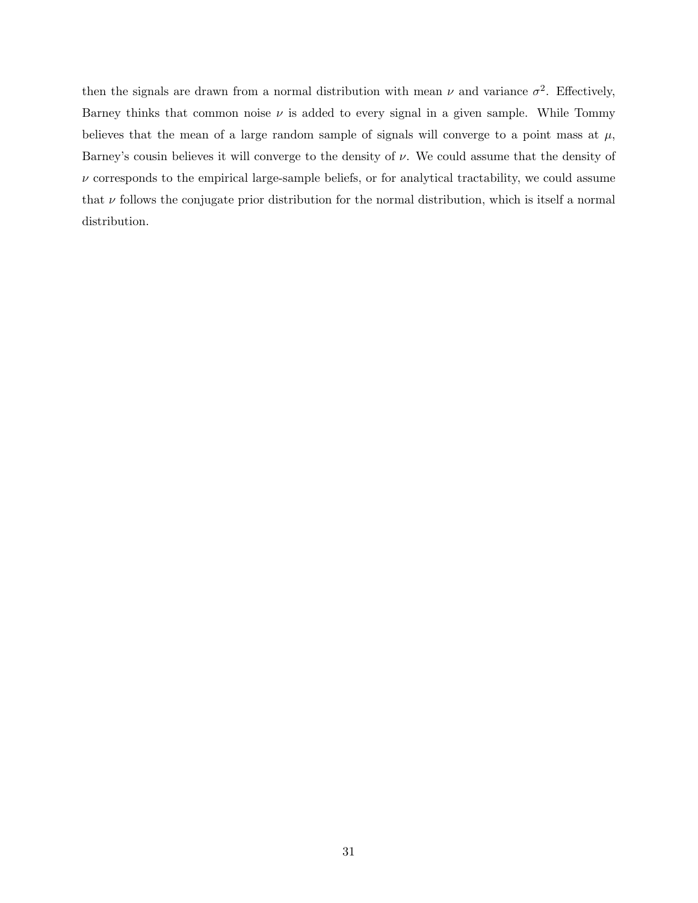then the signals are drawn from a normal distribution with mean $\nu$ and variance $\sigma^2$. Effectively, Barney thinks that common noise $\nu$ is added to every signal in a given sample. While Tommy believes that the mean of a large random sample of signals will converge to a point mass at $\mu$, Barney's cousin believes it will converge to the density of $\nu$. We could assume that the density of $\nu$ corresponds to the empirical large-sample beliefs, or for analytical tractability, we could assume that $\nu$ follows the conjugate prior distribution for the normal distribution, which is itself a normal distribution.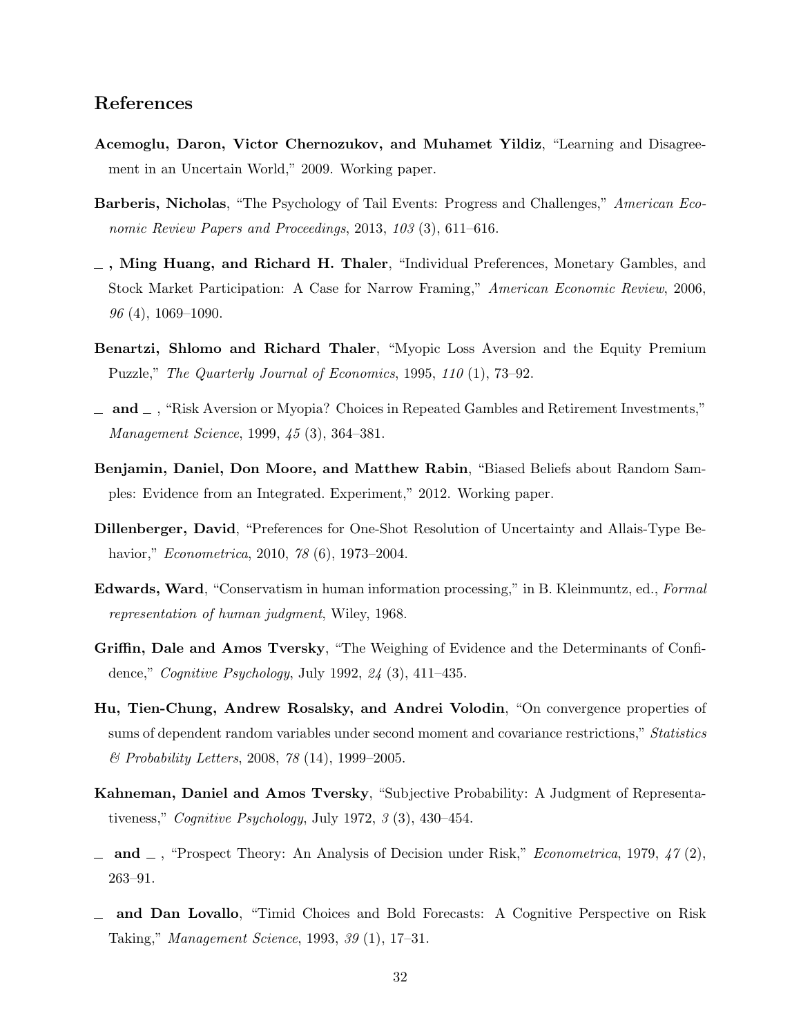## References

**Acemoglu, Daron, Victor Chernozukov, and Muhamet Yildiz**, "Learning and Disagreement in an Uncertain World," 2009. Working paper.

**Barberis, Nicholas**, "The Psychology of Tail Events: Progress and Challenges," *American Economic Review Papers and Proceedings*, 2013, *103* (3), 611–616.

**_ , Ming Huang, and Richard H. Thaler**, "Individual Preferences, Monetary Gambles, and Stock Market Participation: A Case for Narrow Framing," *American Economic Review*, 2006, *96* (4), 1069–1090.

**Benartzi, Shlomo and Richard Thaler**, "Myopic Loss Aversion and the Equity Premium Puzzle," *The Quarterly Journal of Economics*, 1995, *110* (1), 73–92.

**_ and _** , "Risk Aversion or Myopia? Choices in Repeated Gambles and Retirement Investments," *Management Science*, 1999, *45* (3), 364–381.

**Benjamin, Daniel, Don Moore, and Matthew Rabin**, "Biased Beliefs about Random Samples: Evidence from an Integrated. Experiment," 2012. Working paper.

**Dillenberger, David**, "Preferences for One-Shot Resolution of Uncertainty and Allais-Type Behavior," *Econometrica*, 2010, *78* (6), 1973–2004.

**Edwards, Ward**, "Conservatism in human information processing," in B. Kleinmuntz, ed., *Formal representation of human judgment*, Wiley, 1968.

**Griffin, Dale and Amos Tversky**, "The Weighing of Evidence and the Determinants of Confidence," *Cognitive Psychology*, July 1992, *24* (3), 411–435.

**Hu, Tien-Chung, Andrew Rosalsky, and Andrei Volodin**, "On convergence properties of sums of dependent random variables under second moment and covariance restrictions," *Statistics & Probability Letters*, 2008, *78* (14), 1999–2005.

**Kahneman, Daniel and Amos Tversky**, "Subjective Probability: A Judgment of Representativeness," *Cognitive Psychology*, July 1972, *3* (3), 430–454.

**_ and _** , "Prospect Theory: An Analysis of Decision under Risk," *Econometrica*, 1979, *47* (2), 263–91.

**_ and Dan Lovallo**, "Timid Choices and Bold Forecasts: A Cognitive Perspective on Risk Taking," *Management Science*, 1993, *39* (1), 17–31.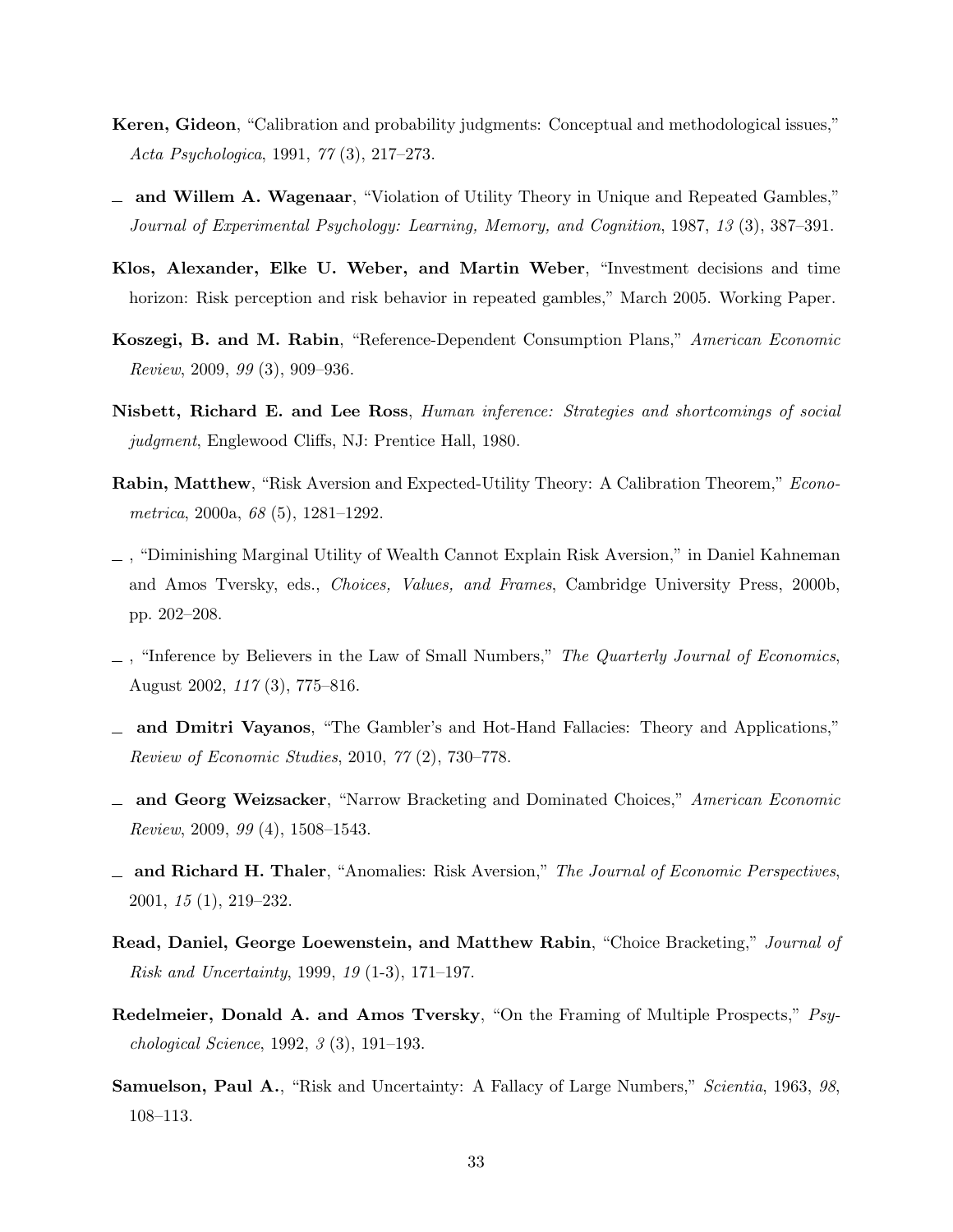**Keren, Gideon**, "Calibration and probability judgments: Conceptual and methodological issues," *Acta Psychologica*, 1991, *77* (3), 217–273.

— **and Willem A. Wagenaar**, "Violation of Utility Theory in Unique and Repeated Gambles," *Journal of Experimental Psychology: Learning, Memory, and Cognition*, 1987, *13* (3), 387–391.

**Klos, Alexander, Elke U. Weber, and Martin Weber**, "Investment decisions and time horizon: Risk perception and risk behavior in repeated gambles," March 2005. Working Paper.

**Koszegi, B. and M. Rabin**, "Reference-Dependent Consumption Plans," *American Economic Review*, 2009, *99* (3), 909–936.

**Nisbett, Richard E. and Lee Ross**, *Human inference: Strategies and shortcomings of social judgment*, Englewood Cliffs, NJ: Prentice Hall, 1980.

**Rabin, Matthew**, "Risk Aversion and Expected-Utility Theory: A Calibration Theorem," *Econometrica*, 2000a, *68* (5), 1281–1292.

— , "Diminishing Marginal Utility of Wealth Cannot Explain Risk Aversion," in Daniel Kahneman and Amos Tversky, eds., *Choices, Values, and Frames*, Cambridge University Press, 2000b, pp. 202–208.

— , "Inference by Believers in the Law of Small Numbers," *The Quarterly Journal of Economics*, August 2002, *117* (3), 775–816.

— **and Dmitri Vayanos**, "The Gambler's and Hot-Hand Fallacies: Theory and Applications," *Review of Economic Studies*, 2010, *77* (2), 730–778.

— **and Georg Weizsacker**, "Narrow Bracketing and Dominated Choices," *American Economic Review*, 2009, *99* (4), 1508–1543.

— **and Richard H. Thaler**, "Anomalies: Risk Aversion," *The Journal of Economic Perspectives*, 2001, *15* (1), 219–232.

**Read, Daniel, George Loewenstein, and Matthew Rabin**, "Choice Bracketing," *Journal of Risk and Uncertainty*, 1999, *19* (1-3), 171–197.

**Redelmeier, Donald A. and Amos Tversky**, "On the Framing of Multiple Prospects," *Psychological Science*, 1992, *3* (3), 191–193.

**Samuelson, Paul A.**, "Risk and Uncertainty: A Fallacy of Large Numbers," *Scientia*, 1963, *98*, 108–113.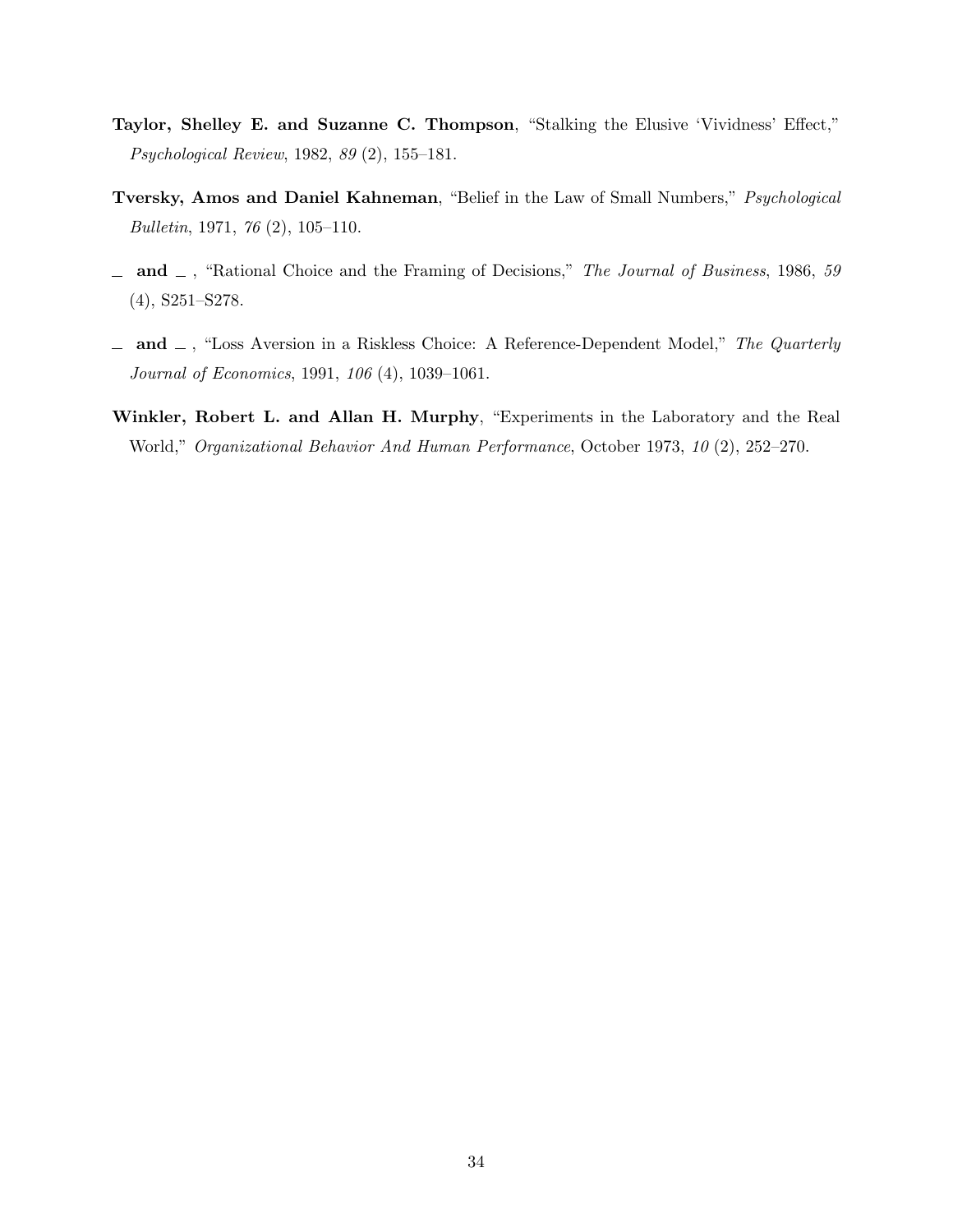**Taylor, Shelley E. and Suzanne C. Thompson**, "Stalking the Elusive 'Vividness' Effect," *Psychological Review*, 1982, *89* (2), 155–181.

**Tversky, Amos and Daniel Kahneman**, "Belief in the Law of Small Numbers," *Psychological Bulletin*, 1971, *76* (2), 105–110.

**_ and _** , "Rational Choice and the Framing of Decisions," *The Journal of Business*, 1986, *59* (4), S251–S278.

**_ and _** , "Loss Aversion in a Riskless Choice: A Reference-Dependent Model," *The Quarterly Journal of Economics*, 1991, *106* (4), 1039–1061.

**Winkler, Robert L. and Allan H. Murphy**, "Experiments in the Laboratory and the Real World," *Organizational Behavior And Human Performance*, October 1973, *10* (2), 252–270.